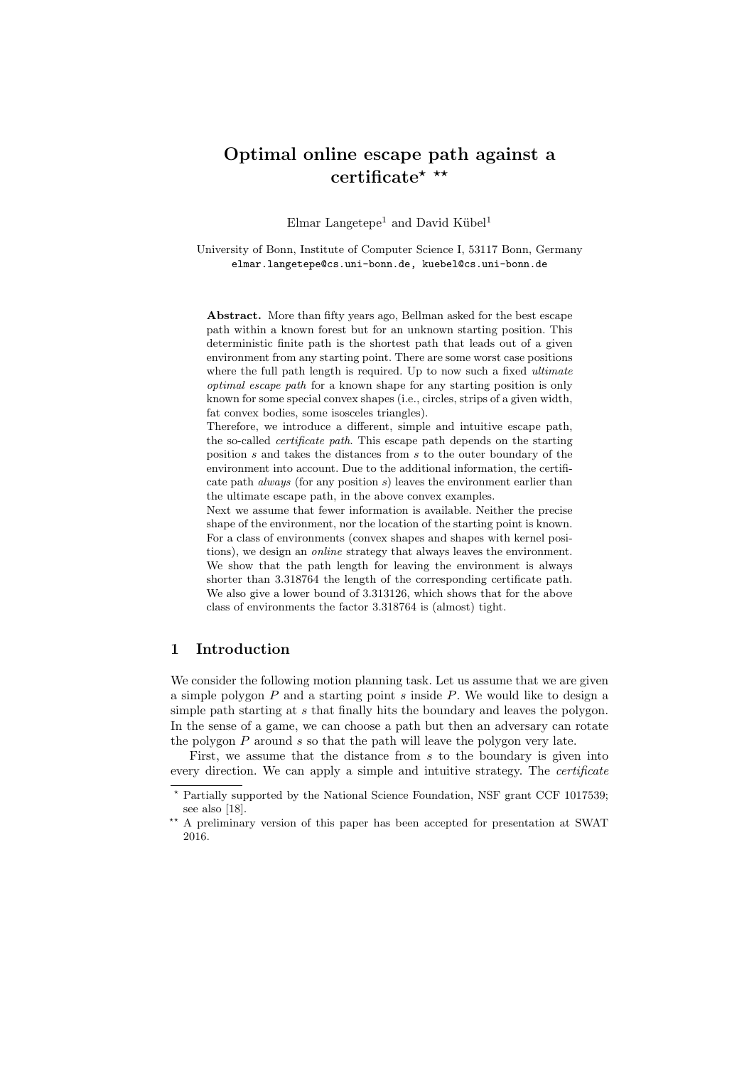# Optimal online escape path against a certificate[⋆] [⋆⋆]

Elmar Langetepe[1] and David Kübel[1]

University of Bonn, Institute of Computer Science I, 53117 Bonn, Germany
elmar.langetepe@cs.uni-bonn.de, kuebel@cs.uni-bonn.de

**Abstract.** More than fifty years ago, Bellman asked for the best escape path within a known forest but for an unknown starting position. This deterministic finite path is the shortest path that leads out of a given environment from any starting point. There are some worst case positions where the full path length is required. Up to now such a fixed *ultimate optimal escape path* for a known shape for any starting position is only known for some special convex shapes (i.e., circles, strips of a given width, fat convex bodies, some isosceles triangles).
Therefore, we introduce a different, simple and intuitive escape path, the so-called *certificate path*. This escape path depends on the starting position $s$ and takes the distances from $s$ to the outer boundary of the environment into account. Due to the additional information, the certificate path *always* (for any position $s$) leaves the environment earlier than the ultimate escape path, in the above convex examples.
Next we assume that fewer information is available. Neither the precise shape of the environment, nor the location of the starting point is known. For a class of environments (convex shapes and shapes with kernel positions), we design an *online* strategy that always leaves the environment. We show that the path length for leaving the environment is always shorter than 3.318764 the length of the corresponding certificate path. We also give a lower bound of 3.313126, which shows that for the above class of environments the factor 3.318764 is (almost) tight.

## 1 Introduction

We consider the following motion planning task. Let us assume that we are given a simple polygon $P$ and a starting point $s$ inside $P$. We would like to design a simple path starting at $s$ that finally hits the boundary and leaves the polygon. In the sense of a game, we can choose a path but then an adversary can rotate the polygon $P$ around $s$ so that the path will leave the polygon very late.

First, we assume that the distance from $s$ to the boundary is given into every direction. We can apply a simple and intuitive strategy. The *certificate*

---

⋆ Partially supported by the National Science Foundation, NSF grant CCF 1017539; see also [18].

⋆⋆ A preliminary version of this paper has been accepted for presentation at SWAT 2016.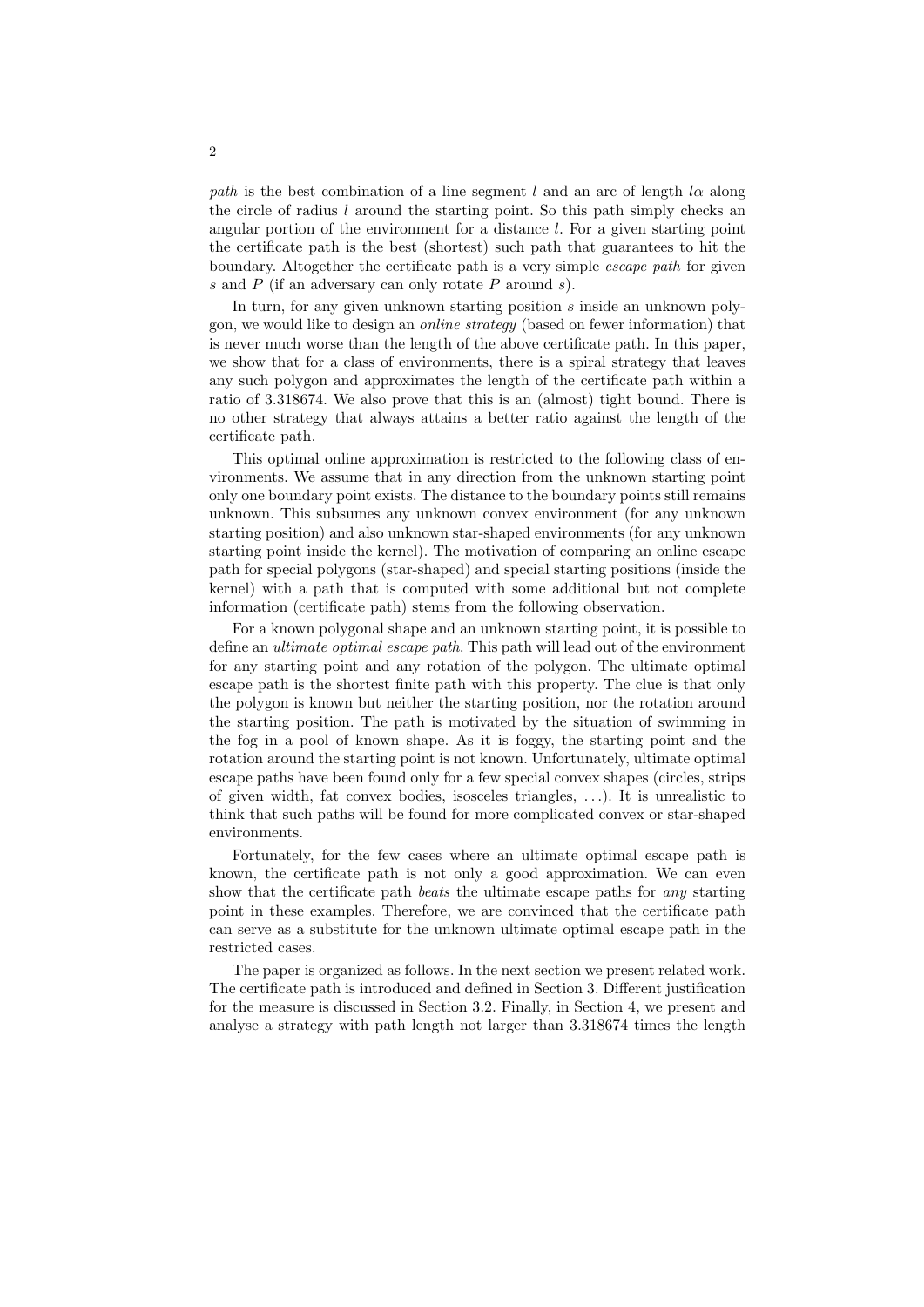*path* is the best combination of a line segment $l$ and an arc of length $l\alpha$ along the circle of radius $l$ around the starting point. So this path simply checks an angular portion of the environment for a distance $l$. For a given starting point the certificate path is the best (shortest) such path that guarantees to hit the boundary. Altogether the certificate path is a very simple *escape path* for given $s$ and $P$ (if an adversary can only rotate $P$ around $s$).

In turn, for any given unknown starting position $s$ inside an unknown polygon, we would like to design an *online strategy* (based on fewer information) that is never much worse than the length of the above certificate path. In this paper, we show that for a class of environments, there is a spiral strategy that leaves any such polygon and approximates the length of the certificate path within a ratio of 3.318674. We also prove that this is an (almost) tight bound. There is no other strategy that always attains a better ratio against the length of the certificate path.

This optimal online approximation is restricted to the following class of environments. We assume that in any direction from the unknown starting point only one boundary point exists. The distance to the boundary points still remains unknown. This subsumes any unknown convex environment (for any unknown starting position) and also unknown star-shaped environments (for any unknown starting point inside the kernel). The motivation of comparing an online escape path for special polygons (star-shaped) and special starting positions (inside the kernel) with a path that is computed with some additional but not complete information (certificate path) stems from the following observation.

For a known polygonal shape and an unknown starting point, it is possible to define an *ultimate optimal escape path*. This path will lead out of the environment for any starting point and any rotation of the polygon. The ultimate optimal escape path is the shortest finite path with this property. The clue is that only the polygon is known but neither the starting position, nor the rotation around the starting position. The path is motivated by the situation of swimming in the fog in a pool of known shape. As it is foggy, the starting point and the rotation around the starting point is not known. Unfortunately, ultimate optimal escape paths have been found only for a few special convex shapes (circles, strips of given width, fat convex bodies, isosceles triangles, ...). It is unrealistic to think that such paths will be found for more complicated convex or star-shaped environments.

Fortunately, for the few cases where an ultimate optimal escape path is known, the certificate path is not only a good approximation. We can even show that the certificate path *beats* the ultimate escape paths for *any* starting point in these examples. Therefore, we are convinced that the certificate path can serve as a substitute for the unknown ultimate optimal escape path in the restricted cases.

The paper is organized as follows. In the next section we present related work. The certificate path is introduced and defined in Section 3. Different justification for the measure is discussed in Section 3.2. Finally, in Section 4, we present and analyse a strategy with path length not larger than 3.318674 times the length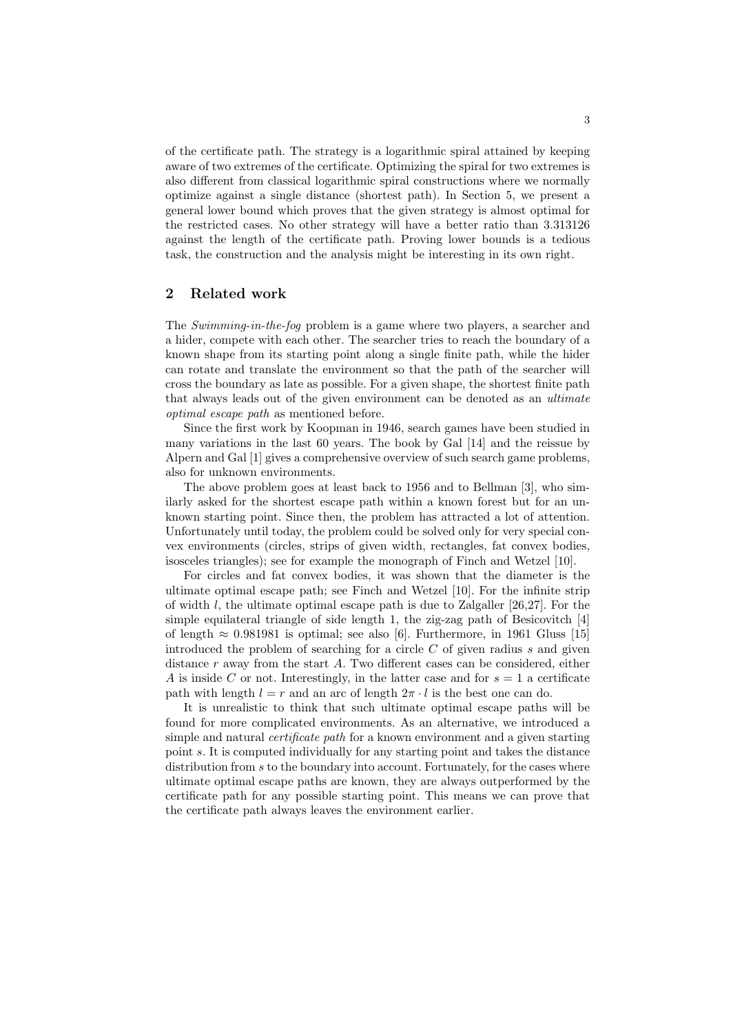of the certificate path. The strategy is a logarithmic spiral attained by keeping aware of two extremes of the certificate. Optimizing the spiral for two extremes is also different from classical logarithmic spiral constructions where we normally optimize against a single distance (shortest path). In Section 5, we present a general lower bound which proves that the given strategy is almost optimal for the restricted cases. No other strategy will have a better ratio than 3.313126 against the length of the certificate path. Proving lower bounds is a tedious task, the construction and the analysis might be interesting in its own right.

## 2 Related work

The *Swimming-in-the-fog* problem is a game where two players, a searcher and a hider, compete with each other. The searcher tries to reach the boundary of a known shape from its starting point along a single finite path, while the hider can rotate and translate the environment so that the path of the searcher will cross the boundary as late as possible. For a given shape, the shortest finite path that always leads out of the given environment can be denoted as an *ultimate optimal escape path* as mentioned before.

Since the first work by Koopman in 1946, search games have been studied in many variations in the last 60 years. The book by Gal [14] and the reissue by Alpern and Gal [1] gives a comprehensive overview of such search game problems, also for unknown environments.

The above problem goes at least back to 1956 and to Bellman [3], who similarly asked for the shortest escape path within a known forest but for an unknown starting point. Since then, the problem has attracted a lot of attention. Unfortunately until today, the problem could be solved only for very special convex environments (circles, strips of given width, rectangles, fat convex bodies, isosceles triangles); see for example the monograph of Finch and Wetzel [10].

For circles and fat convex bodies, it was shown that the diameter is the ultimate optimal escape path; see Finch and Wetzel [10]. For the infinite strip of width $l$, the ultimate optimal escape path is due to Zalgaller [26,27]. For the simple equilateral triangle of side length 1, the zig-zag path of Besicovitch [4] of length $\approx 0.981981$ is optimal; see also [6]. Furthermore, in 1961 Gluss [15] introduced the problem of searching for a circle $C$ of given radius $s$ and given distance $r$ away from the start $A$. Two different cases can be considered, either $A$ is inside $C$ or not. Interestingly, in the latter case and for $s = 1$ a certificate path with length $l = r$ and an arc of length $2\pi \cdot l$ is the best one can do.

It is unrealistic to think that such ultimate optimal escape paths will be found for more complicated environments. As an alternative, we introduced a simple and natural *certificate path* for a known environment and a given starting point $s$. It is computed individually for any starting point and takes the distance distribution from $s$ to the boundary into account. Fortunately, for the cases where ultimate optimal escape paths are known, they are always outperformed by the certificate path for any possible starting point. This means we can prove that the certificate path always leaves the environment earlier.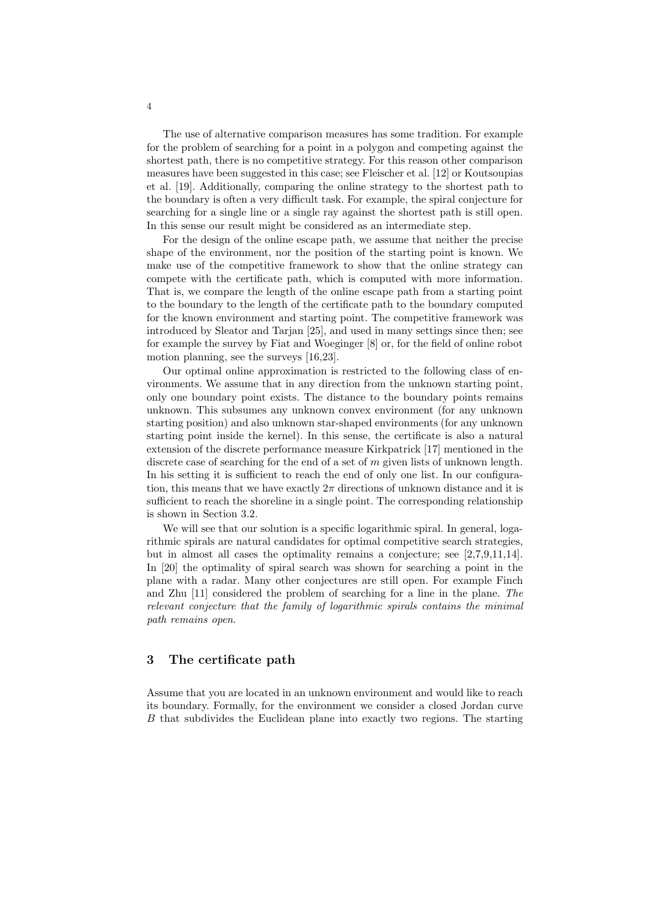The use of alternative comparison measures has some tradition. For example for the problem of searching for a point in a polygon and competing against the shortest path, there is no competitive strategy. For this reason other comparison measures have been suggested in this case; see Fleischer et al. [12] or Koutsoupias et al. [19]. Additionally, comparing the online strategy to the shortest path to the boundary is often a very difficult task. For example, the spiral conjecture for searching for a single line or a single ray against the shortest path is still open. In this sense our result might be considered as an intermediate step.

For the design of the online escape path, we assume that neither the precise shape of the environment, nor the position of the starting point is known. We make use of the competitive framework to show that the online strategy can compete with the certificate path, which is computed with more information. That is, we compare the length of the online escape path from a starting point to the boundary to the length of the certificate path to the boundary computed for the known environment and starting point. The competitive framework was introduced by Sleator and Tarjan [25], and used in many settings since then; see for example the survey by Fiat and Woeginger [8] or, for the field of online robot motion planning, see the surveys [16,23].

Our optimal online approximation is restricted to the following class of environments. We assume that in any direction from the unknown starting point, only one boundary point exists. The distance to the boundary points remains unknown. This subsumes any unknown convex environment (for any unknown starting position) and also unknown star-shaped environments (for any unknown starting point inside the kernel). In this sense, the certificate is also a natural extension of the discrete performance measure Kirkpatrick [17] mentioned in the discrete case of searching for the end of a set of $m$ given lists of unknown length. In his setting it is sufficient to reach the end of only one list. In our configuration, this means that we have exactly $2\pi$ directions of unknown distance and it is sufficient to reach the shoreline in a single point. The corresponding relationship is shown in Section 3.2.

We will see that our solution is a specific logarithmic spiral. In general, logarithmic spirals are natural candidates for optimal competitive search strategies, but in almost all cases the optimality remains a conjecture; see [2,7,9,11,14]. In [20] the optimality of spiral search was shown for searching a point in the plane with a radar. Many other conjectures are still open. For example Finch and Zhu [11] considered the problem of searching for a line in the plane. *The relevant conjecture that the family of logarithmic spirals contains the minimal path remains open.*

## 3 The certificate path

Assume that you are located in an unknown environment and would like to reach its boundary. Formally, for the environment we consider a closed Jordan curve $B$ that subdivides the Euclidean plane into exactly two regions. The starting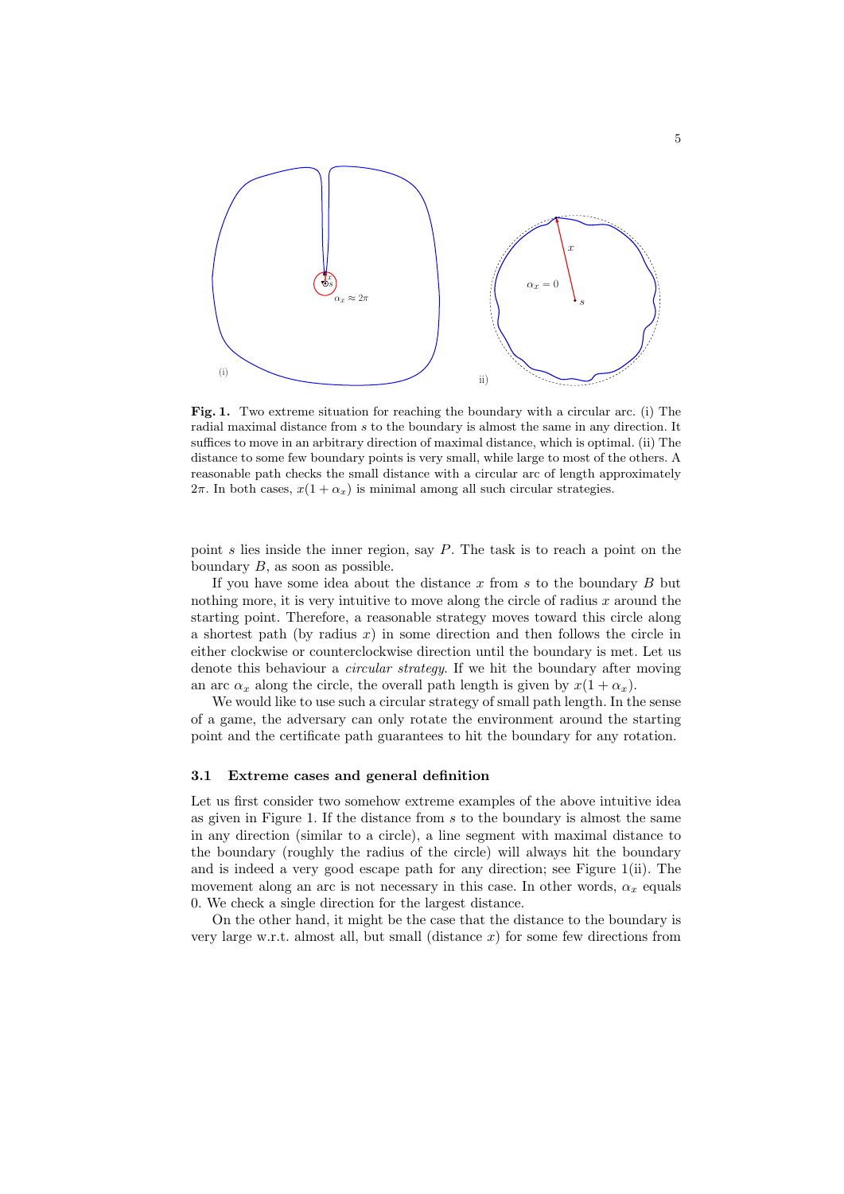**Fig. 1.** Two extreme situation for reaching the boundary with a circular arc. (i) The radial maximal distance from $s$ to the boundary is almost the same in any direction. It suffices to move in an arbitrary direction of maximal distance, which is optimal. (ii) The distance to some few boundary points is very small, while large to most of the others. A reasonable path checks the small distance with a circular arc of length approximately $2\pi$. In both cases, $x(1 + \alpha_x)$ is minimal among all such circular strategies.

point $s$ lies inside the inner region, say $P$. The task is to reach a point on the boundary $B$, as soon as possible.

If you have some idea about the distance $x$ from $s$ to the boundary $B$ but nothing more, it is very intuitive to move along the circle of radius $x$ around the starting point. Therefore, a reasonable strategy moves toward this circle along a shortest path (by radius $x$) in some direction and then follows the circle in either clockwise or counterclockwise direction until the boundary is met. Let us denote this behaviour a *circular strategy*. If we hit the boundary after moving an arc $\alpha_x$ along the circle, the overall path length is given by $x(1 + \alpha_x)$.

We would like to use such a circular strategy of small path length. In the sense of a game, the adversary can only rotate the environment around the starting point and the certificate path guarantees to hit the boundary for any rotation.

### 3.1 Extreme cases and general definition

Let us first consider two somehow extreme examples of the above intuitive idea as given in Figure 1. If the distance from $s$ to the boundary is almost the same in any direction (similar to a circle), a line segment with maximal distance to the boundary (roughly the radius of the circle) will always hit the boundary and is indeed a very good escape path for any direction; see Figure 1(ii). The movement along an arc is not necessary in this case. In other words, $\alpha_x$ equals 0. We check a single direction for the largest distance.

On the other hand, it might be the case that the distance to the boundary is very large w.r.t. almost all, but small (distance $x$) for some few directions from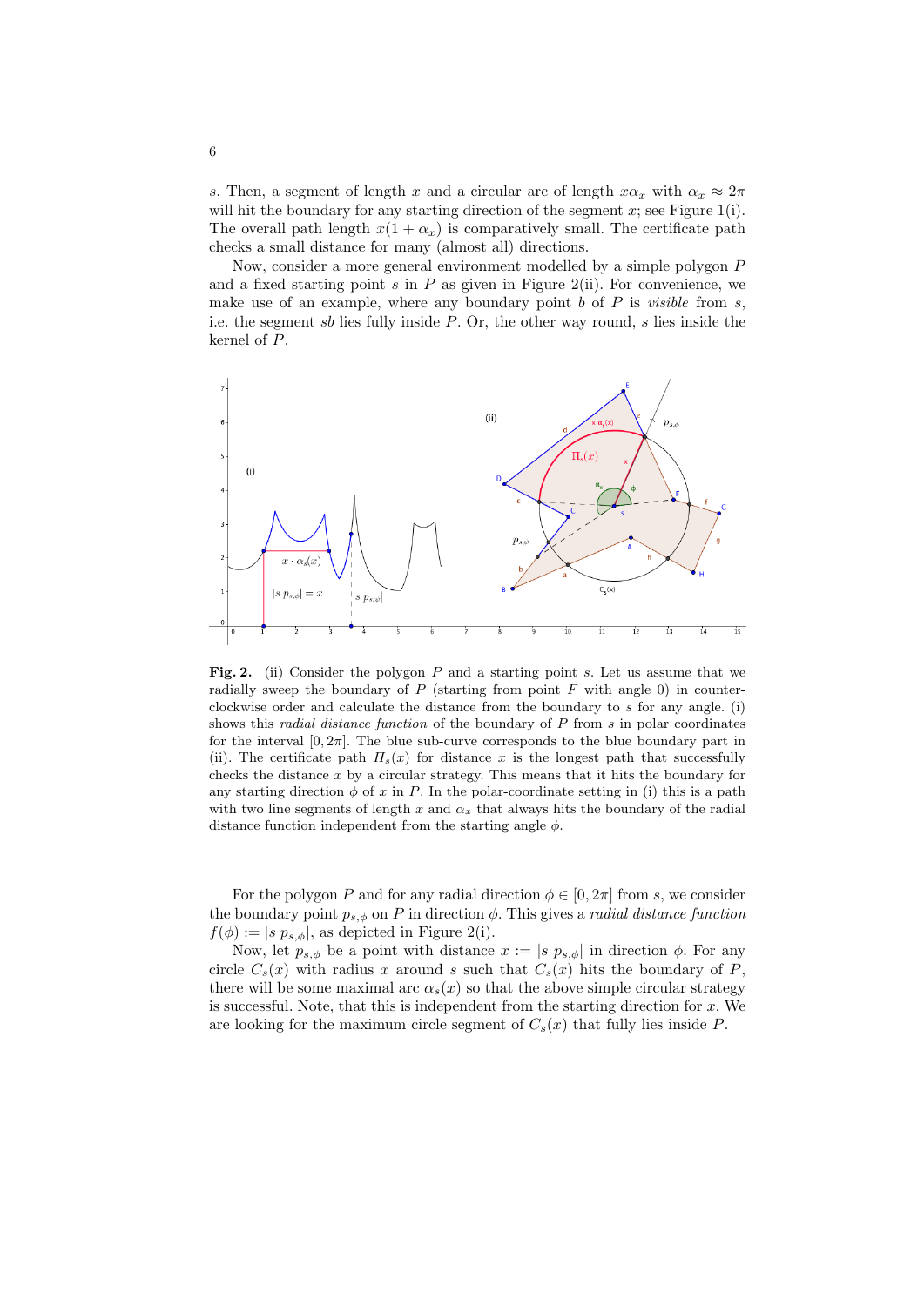$s$. Then, a segment of length $x$ and a circular arc of length $x\alpha_x$ with $\alpha_x \approx 2\pi$ will hit the boundary for any starting direction of the segment $x$; see Figure 1(i). The overall path length $x(1+\alpha_x)$ is comparatively small. The certificate path checks a small distance for many (almost all) directions.

Now, consider a more general environment modelled by a simple polygon $P$ and a fixed starting point $s$ in $P$ as given in Figure 2(ii). For convenience, we make use of an example, where any boundary point $b$ of $P$ is *visible* from $s$, i.e. the segment $sb$ lies fully inside $P$. Or, the other way round, $s$ lies inside the kernel of $P$.

**Fig. 2.** (ii) Consider the polygon $P$ and a starting point $s$. Let us assume that we radially sweep the boundary of $P$ (starting from point $F$ with angle 0) in counter-clockwise order and calculate the distance from the boundary to $s$ for any angle. (i) shows this *radial distance function* of the boundary of $P$ from $s$ in polar coordinates for the interval $[0, 2\pi]$. The blue sub-curve corresponds to the blue boundary part in (ii). The certificate path $\Pi_s(x)$ for distance $x$ is the longest path that successfully checks the distance $x$ by a circular strategy. This means that it hits the boundary for any starting direction $\phi$ of $x$ in $P$. In the polar-coordinate setting in (i) this is a path with two line segments of length $x$ and $\alpha_x$ that always hits the boundary of the radial distance function independent from the starting angle $\phi$.

For the polygon $P$ and for any radial direction $\phi \in [0, 2\pi]$ from $s$, we consider the boundary point $p_{s,\phi}$ on $P$ in direction $\phi$. This gives a *radial distance function* $f(\phi) := |s\ p_{s,\phi}|$, as depicted in Figure 2(i).

Now, let $p_{s,\phi}$ be a point with distance $x := |s\ p_{s,\phi}|$ in direction $\phi$. For any circle $C_s(x)$ with radius $x$ around $s$ such that $C_s(x)$ hits the boundary of $P$, there will be some maximal arc $\alpha_s(x)$ so that the above simple circular strategy is successful. Note, that this is independent from the starting direction for $x$. We are looking for the maximum circle segment of $C_s(x)$ that fully lies inside $P$.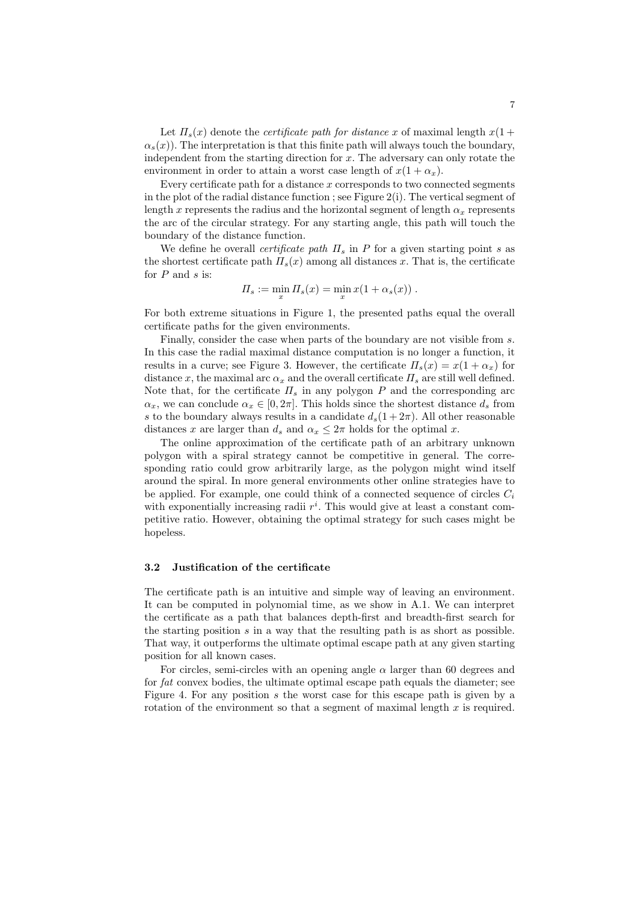Let $\Pi_s(x)$ denote the *certificate path for distance* $x$ of maximal length $x(1 + \alpha_s(x))$. The interpretation is that this finite path will always touch the boundary, independent from the starting direction for $x$. The adversary can only rotate the environment in order to attain a worst case length of $x(1 + \alpha_x)$.

Every certificate path for a distance $x$ corresponds to two connected segments in the plot of the radial distance function ; see Figure 2(i). The vertical segment of length $x$ represents the radius and the horizontal segment of length $\alpha_x$ represents the arc of the circular strategy. For any starting angle, this path will touch the boundary of the distance function.

We define he overall *certificate path* $\Pi_s$ in $P$ for a given starting point $s$ as the shortest certificate path $\Pi_s(x)$ among all distances $x$. That is, the certificate for $P$ and $s$ is:

$$\Pi_s := \min_x \Pi_s(x) = \min_x x(1 + \alpha_s(x)) .$$

For both extreme situations in Figure 1, the presented paths equal the overall certificate paths for the given environments.

Finally, consider the case when parts of the boundary are not visible from $s$. In this case the radial maximal distance computation is no longer a function, it results in a curve; see Figure 3. However, the certificate $\Pi_s(x) = x(1 + \alpha_x)$ for distance $x$, the maximal arc $\alpha_x$ and the overall certificate $\Pi_s$ are still well defined. Note that, for the certificate $\Pi_s$ in any polygon $P$ and the corresponding arc $\alpha_x$, we can conclude $\alpha_x \in [0, 2\pi]$. This holds since the shortest distance $d_s$ from $s$ to the boundary always results in a candidate $d_s(1 + 2\pi)$. All other reasonable distances $x$ are larger than $d_s$ and $\alpha_x \leq 2\pi$ holds for the optimal $x$.

The online approximation of the certificate path of an arbitrary unknown polygon with a spiral strategy cannot be competitive in general. The corresponding ratio could grow arbitrarily large, as the polygon might wind itself around the spiral. In more general environments other online strategies have to be applied. For example, one could think of a connected sequence of circles $C_i$ with exponentially increasing radii $r^i$. This would give at least a constant competitive ratio. However, obtaining the optimal strategy for such cases might be hopeless.

### 3.2 Justification of the certificate

The certificate path is an intuitive and simple way of leaving an environment. It can be computed in polynomial time, as we show in A.1. We can interpret the certificate as a path that balances depth-first and breadth-first search for the starting position $s$ in a way that the resulting path is as short as possible. That way, it outperforms the ultimate optimal escape path at any given starting position for all known cases.

For circles, semi-circles with an opening angle $\alpha$ larger than 60 degrees and for *fat* convex bodies, the ultimate optimal escape path equals the diameter; see Figure 4. For any position $s$ the worst case for this escape path is given by a rotation of the environment so that a segment of maximal length $x$ is required.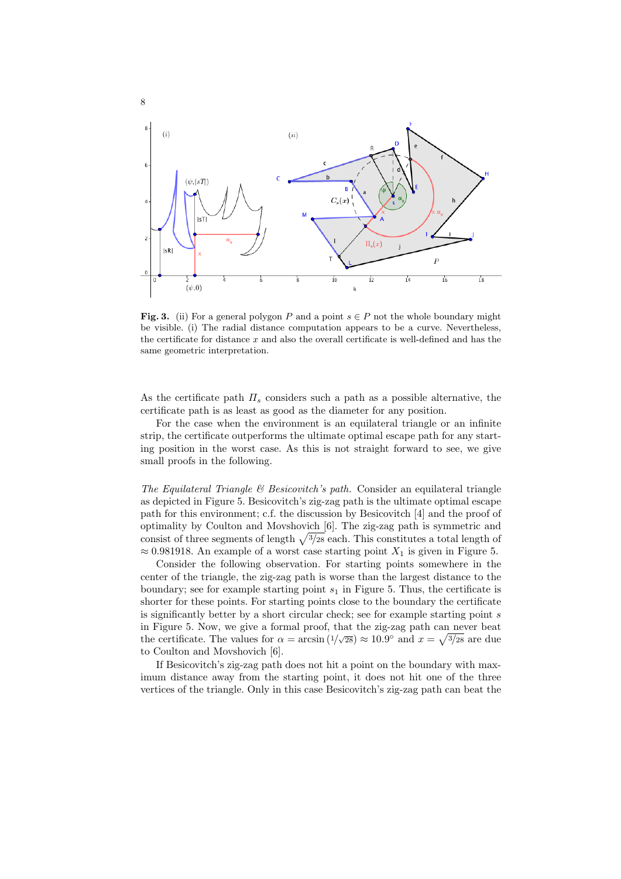**Fig. 3.** (ii) For a general polygon $P$ and a point $s \in P$ not the whole boundary might be visible. (i) The radial distance computation appears to be a curve. Nevertheless, the certificate for distance $x$ and also the overall certificate is well-defined and has the same geometric interpretation.

As the certificate path $\Pi_s$ considers such a path as a possible alternative, the certificate path is as least as good as the diameter for any position.

For the case when the environment is an equilateral triangle or an infinite strip, the certificate outperforms the ultimate optimal escape path for any starting position in the worst case. As this is not straight forward to see, we give small proofs in the following.

*The Equilateral Triangle & Besicovitch's path.* Consider an equilateral triangle as depicted in Figure 5. Besicovitch's zig-zag path is the ultimate optimal escape path for this environment; c.f. the discussion by Besicovitch [4] and the proof of optimality by Coulton and Movshovich [6]. The zig-zag path is symmetric and consist of three segments of length $\sqrt{3/28}$ each. This constitutes a total length of $\approx 0.981918$. An example of a worst case starting point $X_1$ is given in Figure 5.

Consider the following observation. For starting points somewhere in the center of the triangle, the zig-zag path is worse than the largest distance to the boundary; see for example starting point $s_1$ in Figure 5. Thus, the certificate is shorter for these points. For starting points close to the boundary the certificate is significantly better by a short circular check; see for example starting point $s$ in Figure 5. Now, we give a formal proof, that the zig-zag path can never beat the certificate. The values for $\alpha = \arcsin\left(1/\sqrt{28}\right) \approx 10.9°$ and $x = \sqrt{3/28}$ are due to Coulton and Movshovich [6].

If Besicovitch's zig-zag path does not hit a point on the boundary with maximum distance away from the starting point, it does not hit one of the three vertices of the triangle. Only in this case Besicovitch's zig-zag path can beat the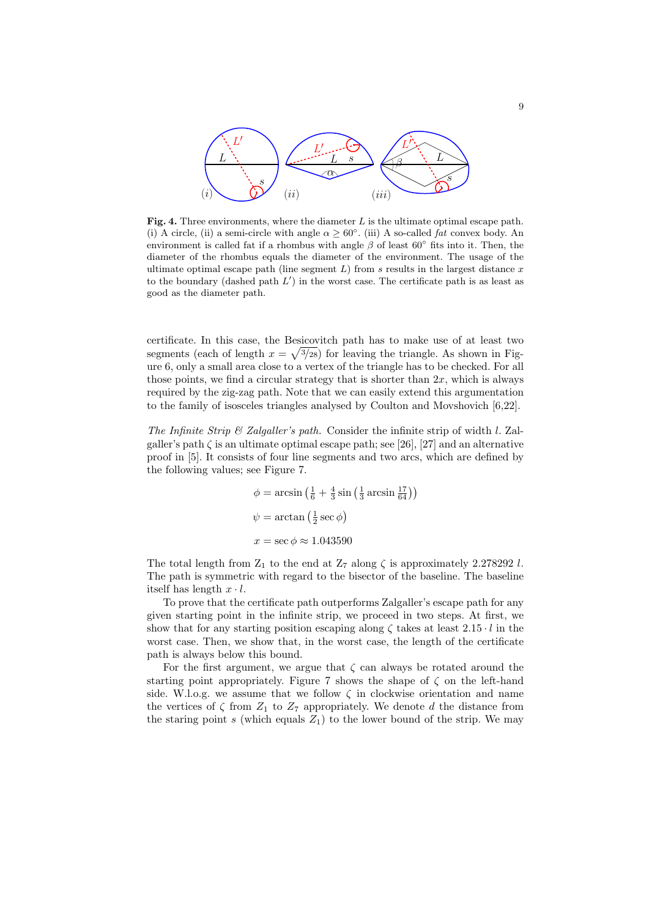**Fig. 4.** Three environments, where the diameter $L$ is the ultimate optimal escape path. (i) A circle, (ii) a semi-circle with angle $\alpha \geq 60°$. (iii) A so-called *fat* convex body. An environment is called fat if a rhombus with angle $\beta$ of least $60°$ fits into it. Then, the diameter of the rhombus equals the diameter of the environment. The usage of the ultimate optimal escape path (line segment $L$) from $s$ results in the largest distance $x$ to the boundary (dashed path $L'$) in the worst case. The certificate path is as least as good as the diameter path.

certificate. In this case, the Besicovitch path has to make use of at least two segments (each of length $x = \sqrt{3/28}$) for leaving the triangle. As shown in Figure 6, only a small area close to a vertex of the triangle has to be checked. For all those points, we find a circular strategy that is shorter than $2x$, which is always required by the zig-zag path. Note that we can easily extend this argumentation to the family of isosceles triangles analysed by Coulton and Movshovich [6,22].

*The Infinite Strip & Zalgaller's path.* Consider the infinite strip of width $l$. Zalgaller's path $\zeta$ is an ultimate optimal escape path; see [26], [27] and an alternative proof in [5]. It consists of four line segments and two arcs, which are defined by the following values; see Figure 7.

$$\phi = \arcsin\left(\tfrac{1}{6} + \tfrac{4}{3}\sin\left(\tfrac{1}{3}\arcsin\tfrac{17}{64}\right)\right)$$

$$\psi = \arctan\left(\tfrac{1}{2}\sec\phi\right)$$

$$x = \sec\phi \approx 1.043590$$

The total length from $Z_1$ to the end at $Z_7$ along $\zeta$ is approximately $2.278292\, l$. The path is symmetric with regard to the bisector of the baseline. The baseline itself has length $x \cdot l$.

To prove that the certificate path outperforms Zalgaller's escape path for any given starting point in the infinite strip, we proceed in two steps. At first, we show that for any starting position escaping along $\zeta$ takes at least $2.15 \cdot l$ in the worst case. Then, we show that, in the worst case, the length of the certificate path is always below this bound.

For the first argument, we argue that $\zeta$ can always be rotated around the starting point appropriately. Figure 7 shows the shape of $\zeta$ on the left-hand side. W.l.o.g. we assume that we follow $\zeta$ in clockwise orientation and name the vertices of $\zeta$ from $Z_1$ to $Z_7$ appropriately. We denote $d$ the distance from the staring point $s$ (which equals $Z_1$) to the lower bound of the strip. We may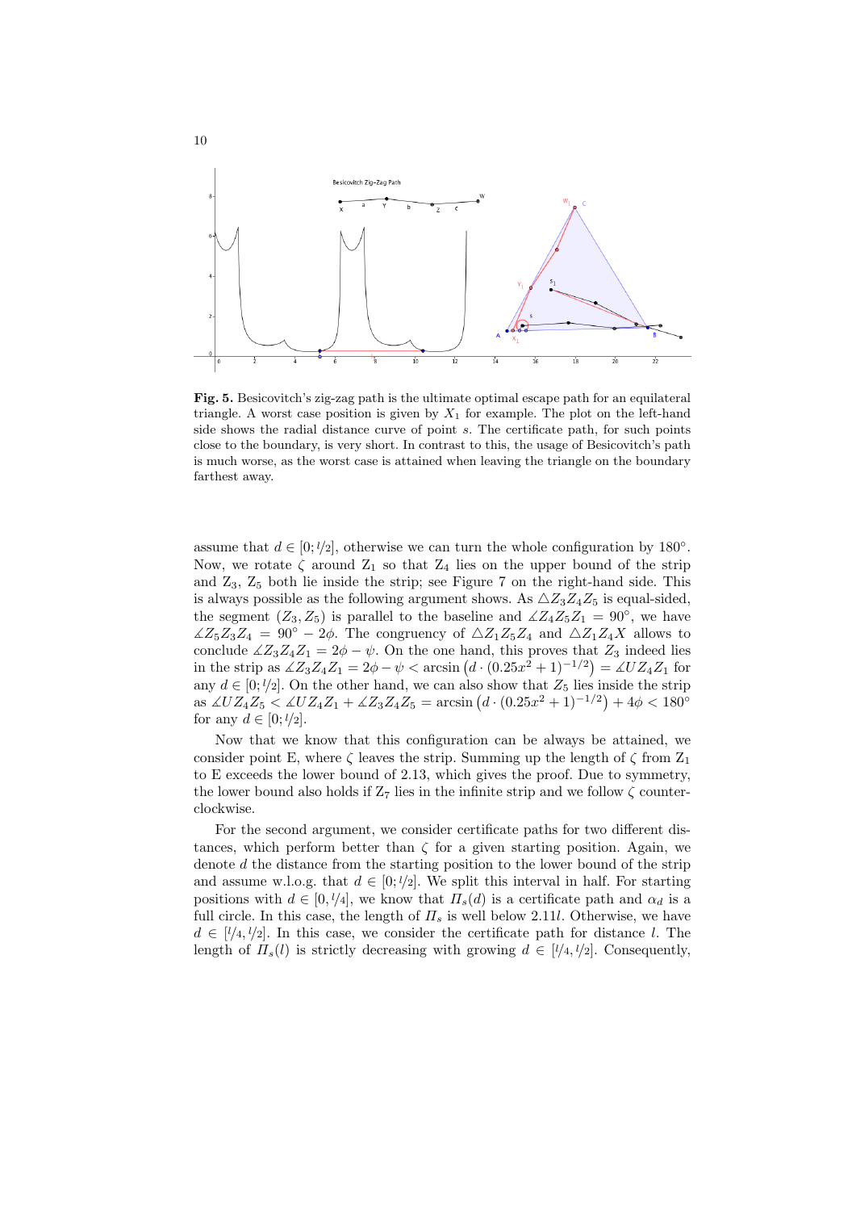**Fig. 5.** Besicovitch's zig-zag path is the ultimate optimal escape path for an equilateral triangle. A worst case position is given by $X_1$ for example. The plot on the left-hand side shows the radial distance curve of point $s$. The certificate path, for such points close to the boundary, is very short. In contrast to this, the usage of Besicovitch's path is much worse, as the worst case is attained when leaving the triangle on the boundary farthest away.

assume that $d \in [0; l/2]$, otherwise we can turn the whole configuration by 180°. Now, we rotate $\zeta$ around $Z_1$ so that $Z_4$ lies on the upper bound of the strip and $Z_3$, $Z_5$ both lie inside the strip; see Figure 7 on the right-hand side. This is always possible as the following argument shows. As $\triangle Z_3Z_4Z_5$ is equal-sided, the segment $(Z_3, Z_5)$ is parallel to the baseline and $\measuredangle Z_4Z_5Z_1 = 90°$, we have $\measuredangle Z_5Z_3Z_4 = 90° - 2\phi$. The congruency of $\triangle Z_1Z_5Z_4$ and $\triangle Z_1Z_4X$ allows to conclude $\measuredangle Z_3Z_4Z_1 = 2\phi - \psi$. On the one hand, this proves that $Z_3$ indeed lies in the strip as $\measuredangle Z_3Z_4Z_1 = 2\phi - \psi < \arcsin\left(d \cdot (0.25x^2 + 1)^{-1/2}\right) = \measuredangle UZ_4Z_1$ for any $d \in [0; l/2]$. On the other hand, we can also show that $Z_5$ lies inside the strip as $\measuredangle UZ_4Z_5 < \measuredangle UZ_4Z_1 + \measuredangle Z_3Z_4Z_5 = \arcsin\left(d \cdot (0.25x^2 + 1)^{-1/2}\right) + 4\phi < 180°$ for any $d \in [0; l/2]$.

Now that we know that this configuration can be always be attained, we consider point E, where $\zeta$ leaves the strip. Summing up the length of $\zeta$ from $Z_1$ to E exceeds the lower bound of 2.13, which gives the proof. Due to symmetry, the lower bound also holds if $Z_7$ lies in the infinite strip and we follow $\zeta$ counter-clockwise.

For the second argument, we consider certificate paths for two different distances, which perform better than $\zeta$ for a given starting position. Again, we denote $d$ the distance from the starting position to the lower bound of the strip and assume w.l.o.g. that $d \in [0; l/2]$. We split this interval in half. For starting positions with $d \in [0, l/4]$, we know that $\Pi_s(d)$ is a certificate path and $\alpha_d$ is a full circle. In this case, the length of $\Pi_s$ is well below $2.11l$. Otherwise, we have $d \in [l/4, l/2]$. In this case, we consider the certificate path for distance $l$. The length of $\Pi_s(l)$ is strictly decreasing with growing $d \in [l/4, l/2]$. Consequently,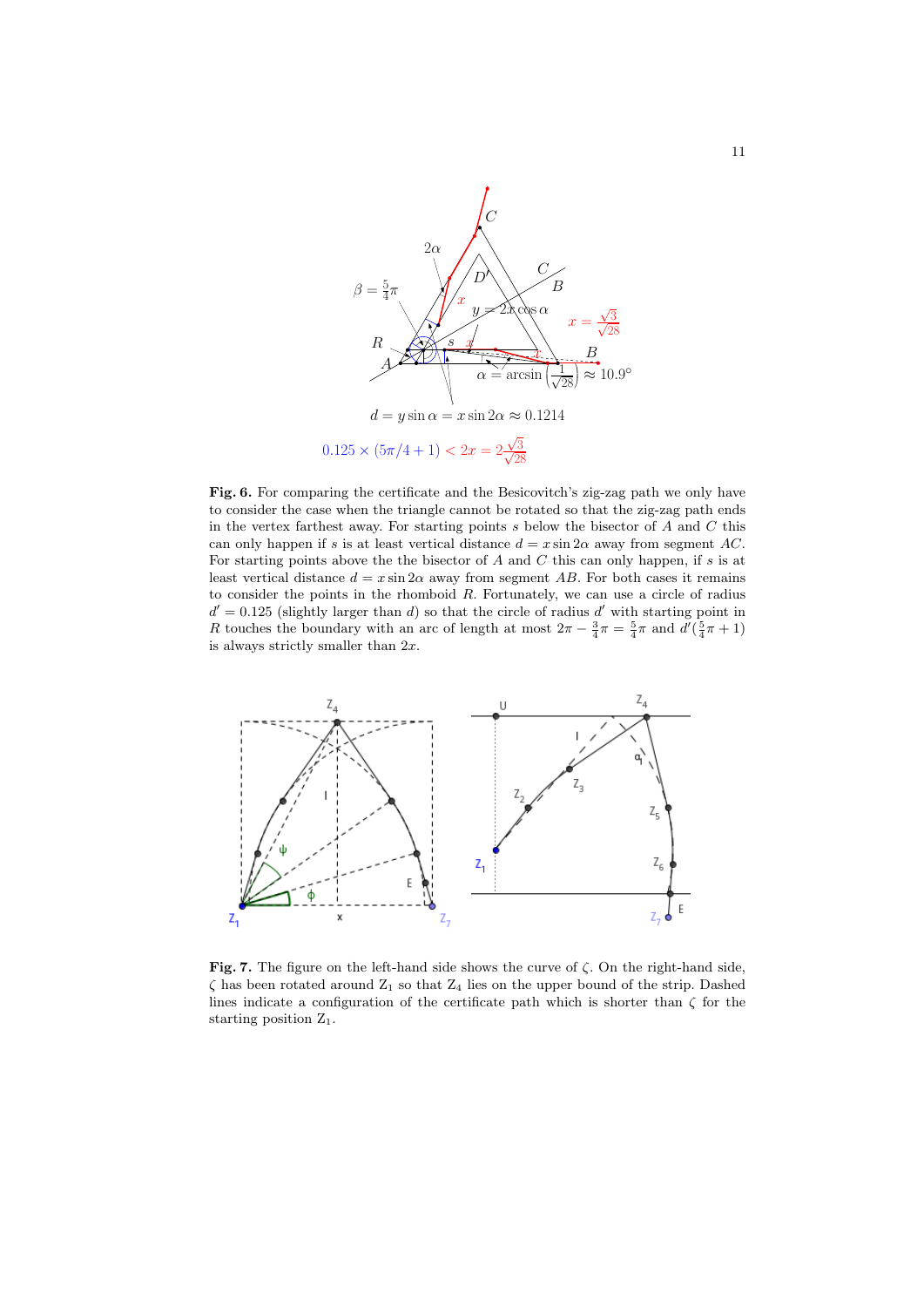**Fig. 6.** For comparing the certificate and the Besicovitch's zig-zag path we only have to consider the case when the triangle cannot be rotated so that the zig-zag path ends in the vertex farthest away. For starting points $s$ below the bisector of $A$ and $C$ this can only happen if $s$ is at least vertical distance $d = x \sin 2\alpha$ away from segment $AC$. For starting points above the the bisector of $A$ and $C$ this can only happen, if $s$ is at least vertical distance $d = x \sin 2\alpha$ away from segment $AB$. For both cases it remains to consider the points in the rhomboid $R$. Fortunately, we can use a circle of radius $d' = 0.125$ (slightly larger than $d$) so that the circle of radius $d'$ with starting point in $R$ touches the boundary with an arc of length at most $2\pi - \frac{3}{4}\pi = \frac{5}{4}\pi$ and $d'(\frac{5}{4}\pi + 1)$ is always strictly smaller than $2x$.

**Fig. 7.** The figure on the left-hand side shows the curve of $\zeta$. On the right-hand side, $\zeta$ has been rotated around $Z_1$ so that $Z_4$ lies on the upper bound of the strip. Dashed lines indicate a configuration of the certificate path which is shorter than $\zeta$ for the starting position $Z_1$.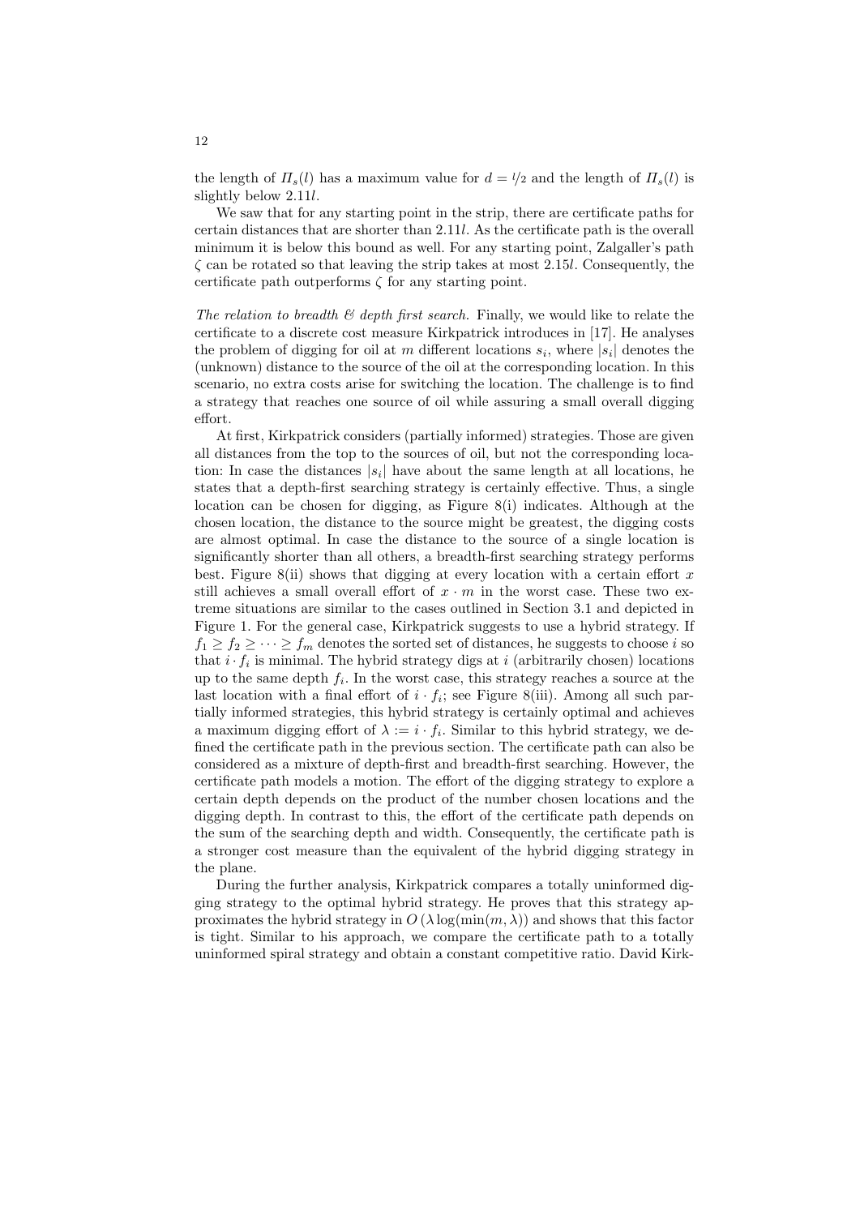the length of $\Pi_s(l)$ has a maximum value for $d = l/2$ and the length of $\Pi_s(l)$ is slightly below $2.11l$.

We saw that for any starting point in the strip, there are certificate paths for certain distances that are shorter than $2.11l$. As the certificate path is the overall minimum it is below this bound as well. For any starting point, Zalgaller's path $\zeta$ can be rotated so that leaving the strip takes at most $2.15l$. Consequently, the certificate path outperforms $\zeta$ for any starting point.

*The relation to breadth & depth first search.* Finally, we would like to relate the certificate to a discrete cost measure Kirkpatrick introduces in [17]. He analyses the problem of digging for oil at $m$ different locations $s_i$, where $|s_i|$ denotes the (unknown) distance to the source of the oil at the corresponding location. In this scenario, no extra costs arise for switching the location. The challenge is to find a strategy that reaches one source of oil while assuring a small overall digging effort.

At first, Kirkpatrick considers (partially informed) strategies. Those are given all distances from the top to the sources of oil, but not the corresponding location: In case the distances $|s_i|$ have about the same length at all locations, he states that a depth-first searching strategy is certainly effective. Thus, a single location can be chosen for digging, as Figure 8(i) indicates. Although at the chosen location, the distance to the source might be greatest, the digging costs are almost optimal. In case the distance to the source of a single location is significantly shorter than all others, a breadth-first searching strategy performs best. Figure 8(ii) shows that digging at every location with a certain effort $x$ still achieves a small overall effort of $x \cdot m$ in the worst case. These two extreme situations are similar to the cases outlined in Section 3.1 and depicted in Figure 1. For the general case, Kirkpatrick suggests to use a hybrid strategy. If $f_1 \geq f_2 \geq \cdots \geq f_m$ denotes the sorted set of distances, he suggests to choose $i$ so that $i \cdot f_i$ is minimal. The hybrid strategy digs at $i$ (arbitrarily chosen) locations up to the same depth $f_i$. In the worst case, this strategy reaches a source at the last location with a final effort of $i \cdot f_i$; see Figure 8(iii). Among all such partially informed strategies, this hybrid strategy is certainly optimal and achieves a maximum digging effort of $\lambda := i \cdot f_i$. Similar to this hybrid strategy, we defined the certificate path in the previous section. The certificate path can also be considered as a mixture of depth-first and breadth-first searching. However, the certificate path models a motion. The effort of the digging strategy to explore a certain depth depends on the product of the number chosen locations and the digging depth. In contrast to this, the effort of the certificate path depends on the sum of the searching depth and width. Consequently, the certificate path is a stronger cost measure than the equivalent of the hybrid digging strategy in the plane.

During the further analysis, Kirkpatrick compares a totally uninformed digging strategy to the optimal hybrid strategy. He proves that this strategy approximates the hybrid strategy in $O(\lambda \log(\min(m, \lambda))$ and shows that this factor is tight. Similar to his approach, we compare the certificate path to a totally uninformed spiral strategy and obtain a constant competitive ratio. David Kirk-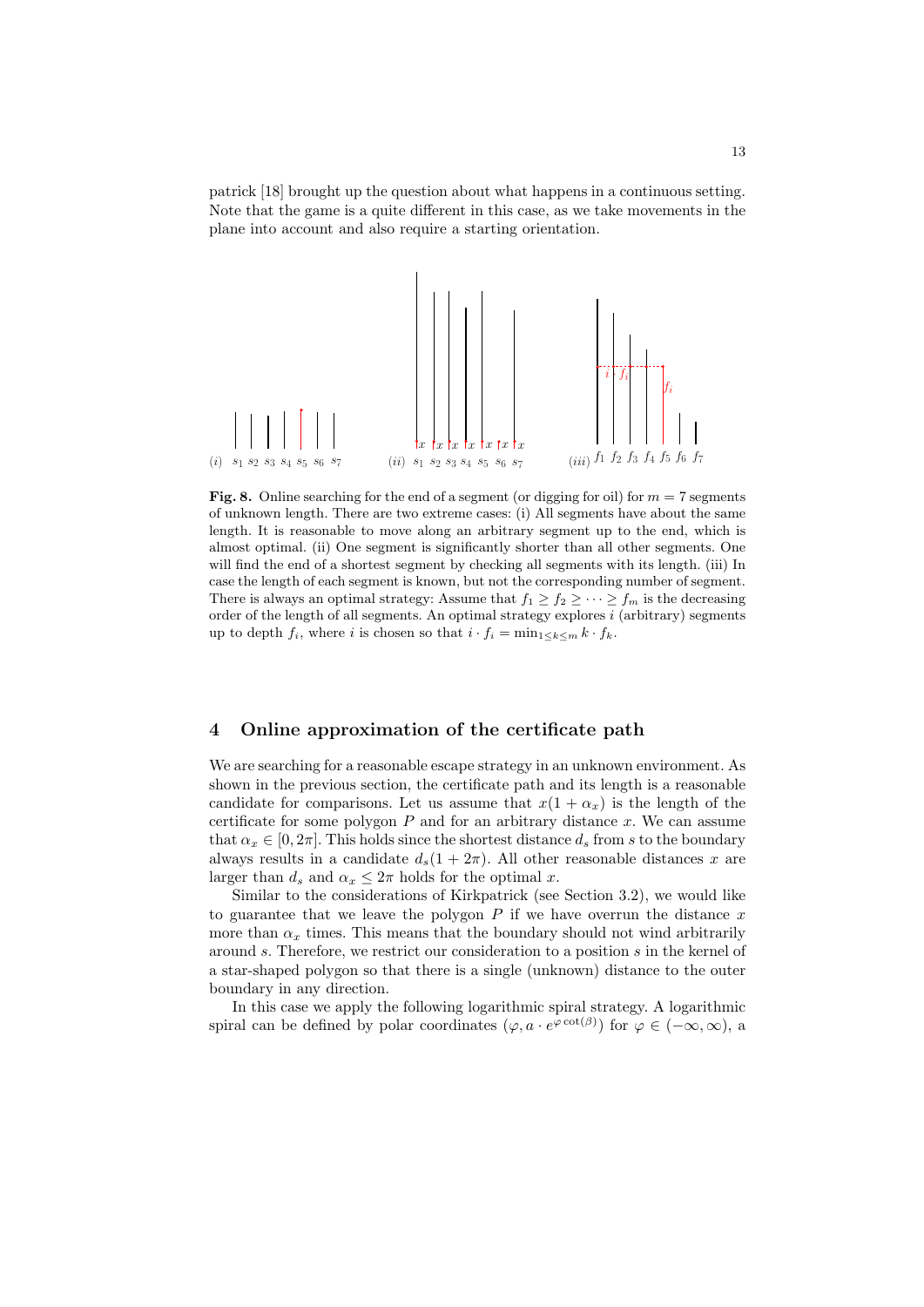patrick [18] brought up the question about what happens in a continuous setting. Note that the game is a quite different in this case, as we take movements in the plane into account and also require a starting orientation.

**Fig. 8.** Online searching for the end of a segment (or digging for oil) for $m = 7$ segments of unknown length. There are two extreme cases: (i) All segments have about the same length. It is reasonable to move along an arbitrary segment up to the end, which is almost optimal. (ii) One segment is significantly shorter than all other segments. One will find the end of a shortest segment by checking all segments with its length. (iii) In case the length of each segment is known, but not the corresponding number of segment. There is always an optimal strategy: Assume that $f_1 \geq f_2 \geq \cdots \geq f_m$ is the decreasing order of the length of all segments. An optimal strategy explores $i$ (arbitrary) segments up to depth $f_i$, where $i$ is chosen so that $i \cdot f_i = \min_{1 \leq k \leq m} k \cdot f_k$.

## 4 Online approximation of the certificate path

We are searching for a reasonable escape strategy in an unknown environment. As shown in the previous section, the certificate path and its length is a reasonable candidate for comparisons. Let us assume that $x(1 + \alpha_x)$ is the length of the certificate for some polygon $P$ and for an arbitrary distance $x$. We can assume that $\alpha_x \in [0, 2\pi]$. This holds since the shortest distance $d_s$ from $s$ to the boundary always results in a candidate $d_s(1 + 2\pi)$. All other reasonable distances $x$ are larger than $d_s$ and $\alpha_x \leq 2\pi$ holds for the optimal $x$.

Similar to the considerations of Kirkpatrick (see Section 3.2), we would like to guarantee that we leave the polygon $P$ if we have overrun the distance $x$ more than $\alpha_x$ times. This means that the boundary should not wind arbitrarily around $s$. Therefore, we restrict our consideration to a position $s$ in the kernel of a star-shaped polygon so that there is a single (unknown) distance to the outer boundary in any direction.

In this case we apply the following logarithmic spiral strategy. A logarithmic spiral can be defined by polar coordinates $(\varphi, a \cdot e^{\varphi \cot(\beta)})$ for $\varphi \in (-\infty, \infty)$, a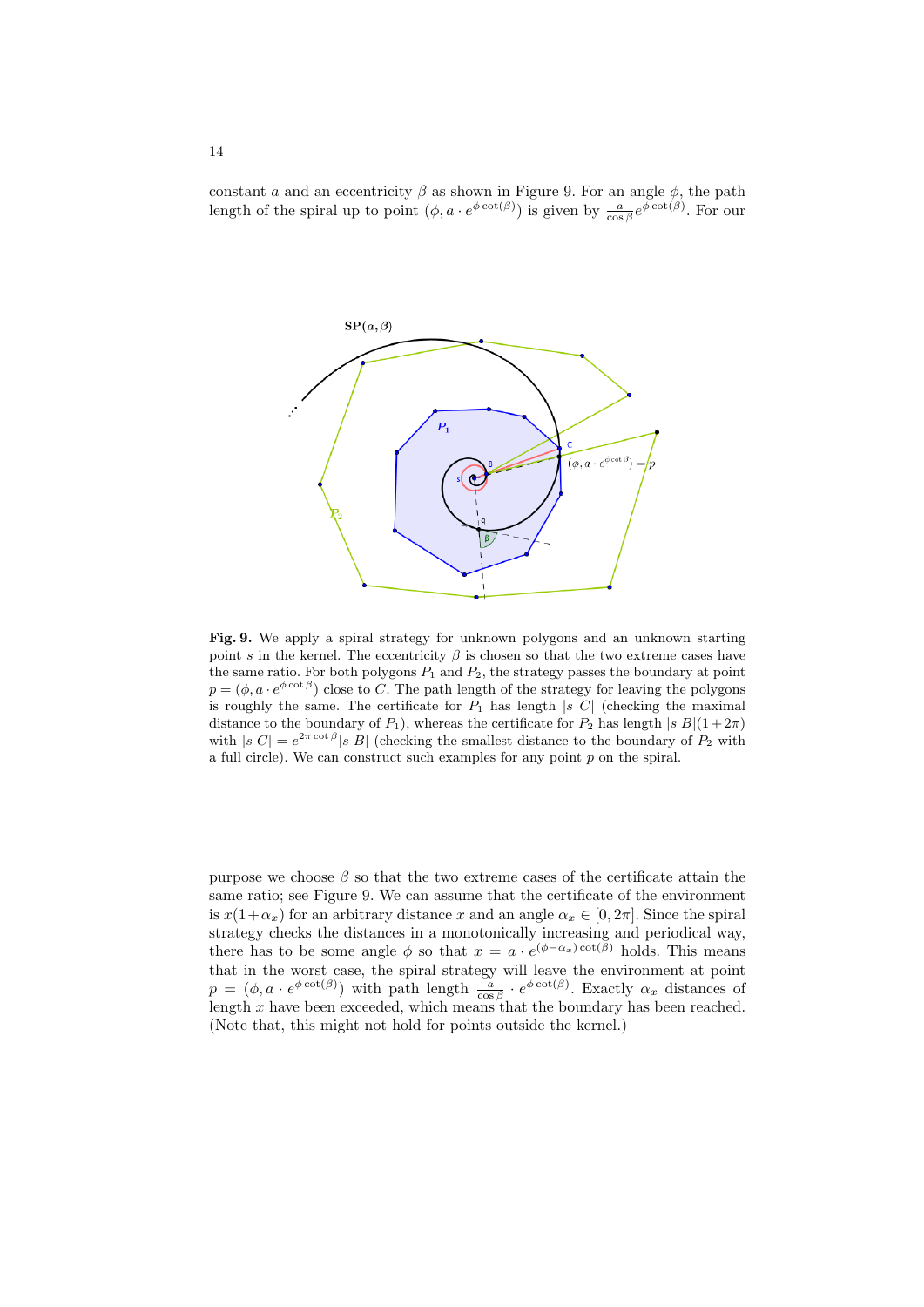constant $a$ and an eccentricity $\beta$ as shown in Figure 9. For an angle $\phi$, the path length of the spiral up to point $(\phi, a \cdot e^{\phi \cot(\beta)})$ is given by $\frac{a}{\cos \beta} e^{\phi \cot(\beta)}$. For our

**Fig. 9.** We apply a spiral strategy for unknown polygons and an unknown starting point $s$ in the kernel. The eccentricity $\beta$ is chosen so that the two extreme cases have the same ratio. For both polygons $P_1$ and $P_2$, the strategy passes the boundary at point $p = (\phi, a \cdot e^{\phi \cot \beta})$ close to $C$. The path length of the strategy for leaving the polygons is roughly the same. The certificate for $P_1$ has length $|s\ C|$ (checking the maximal distance to the boundary of $P_1$), whereas the certificate for $P_2$ has length $|s\ B|(1+2\pi)$ with $|s\ C| = e^{2\pi \cot \beta}|s\ B|$ (checking the smallest distance to the boundary of $P_2$ with a full circle). We can construct such examples for any point $p$ on the spiral.

purpose we choose $\beta$ so that the two extreme cases of the certificate attain the same ratio; see Figure 9. We can assume that the certificate of the environment is $x(1+\alpha_x)$ for an arbitrary distance $x$ and an angle $\alpha_x \in [0, 2\pi]$. Since the spiral strategy checks the distances in a monotonically increasing and periodical way, there has to be some angle $\phi$ so that $x = a \cdot e^{(\phi - \alpha_x) \cot(\beta)}$ holds. This means that in the worst case, the spiral strategy will leave the environment at point $p = (\phi, a \cdot e^{\phi \cot(\beta)})$ with path length $\frac{a}{\cos \beta} \cdot e^{\phi \cot(\beta)}$. Exactly $\alpha_x$ distances of length $x$ have been exceeded, which means that the boundary has been reached. (Note that, this might not hold for points outside the kernel.)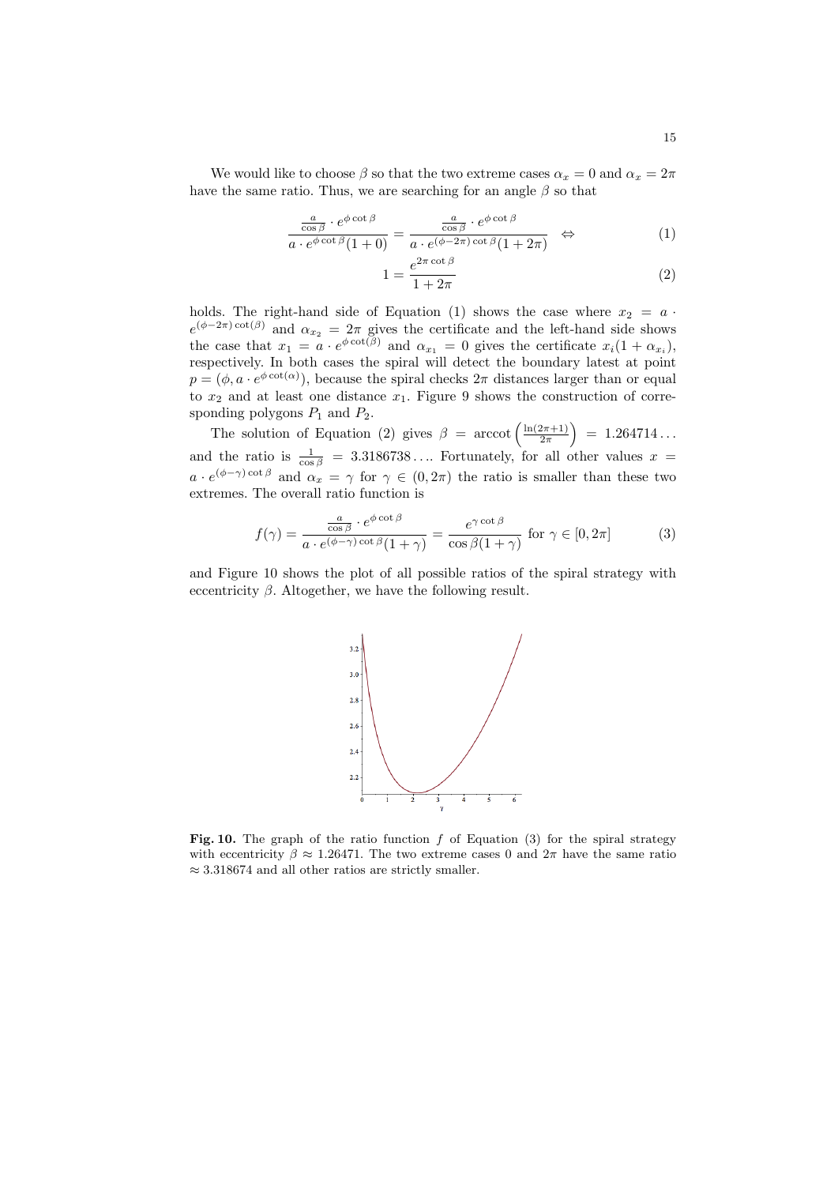We would like to choose $\beta$ so that the two extreme cases $\alpha_x = 0$ and $\alpha_x = 2\pi$ have the same ratio. Thus, we are searching for an angle $\beta$ so that

$$\frac{\frac{a}{\cos\beta} \cdot e^{\phi \cot\beta}}{a \cdot e^{\phi \cot\beta}(1+0)} = \frac{\frac{a}{\cos\beta} \cdot e^{\phi \cot\beta}}{a \cdot e^{(\phi - 2\pi)\cot\beta}(1+2\pi)} \quad \Leftrightarrow \tag{1}$$

$$1 = \frac{e^{2\pi \cot\beta}}{1+2\pi} \tag{2}$$

holds. The right-hand side of Equation (1) shows the case where $x_2 = a \cdot e^{(\phi-2\pi)\cot(\beta)}$ and $\alpha_{x_2} = 2\pi$ gives the certificate and the left-hand side shows the case that $x_1 = a \cdot e^{\phi \cot(\beta)}$ and $\alpha_{x_1} = 0$ gives the certificate $x_i(1+\alpha_{x_i})$, respectively. In both cases the spiral will detect the boundary latest at point $p = (\phi, a \cdot e^{\phi \cot(\alpha)})$, because the spiral checks $2\pi$ distances larger than or equal to $x_2$ and at least one distance $x_1$. Figure 9 shows the construction of corresponding polygons $P_1$ and $P_2$.

The solution of Equation (2) gives $\beta = \operatorname{arccot}\left(\frac{\ln(2\pi+1)}{2\pi}\right) = 1.264714\ldots$ and the ratio is $\frac{1}{\cos\beta} = 3.3186738\ldots$. Fortunately, for all other values $x = a \cdot e^{(\phi-\gamma)\cot\beta}$ and $\alpha_x = \gamma$ for $\gamma \in (0, 2\pi)$ the ratio is smaller than these two extremes. The overall ratio function is

$$f(\gamma) = \frac{\frac{a}{\cos\beta} \cdot e^{\phi \cot\beta}}{a \cdot e^{(\phi-\gamma)\cot\beta}(1+\gamma)} = \frac{e^{\gamma \cot\beta}}{\cos\beta(1+\gamma)} \text{ for } \gamma \in [0, 2\pi] \tag{3}$$

and Figure 10 shows the plot of all possible ratios of the spiral strategy with eccentricity $\beta$. Altogether, we have the following result.

**Fig. 10.** The graph of the ratio function $f$ of Equation (3) for the spiral strategy with eccentricity $\beta \approx 1.26471$. The two extreme cases 0 and $2\pi$ have the same ratio $\approx 3.318674$ and all other ratios are strictly smaller.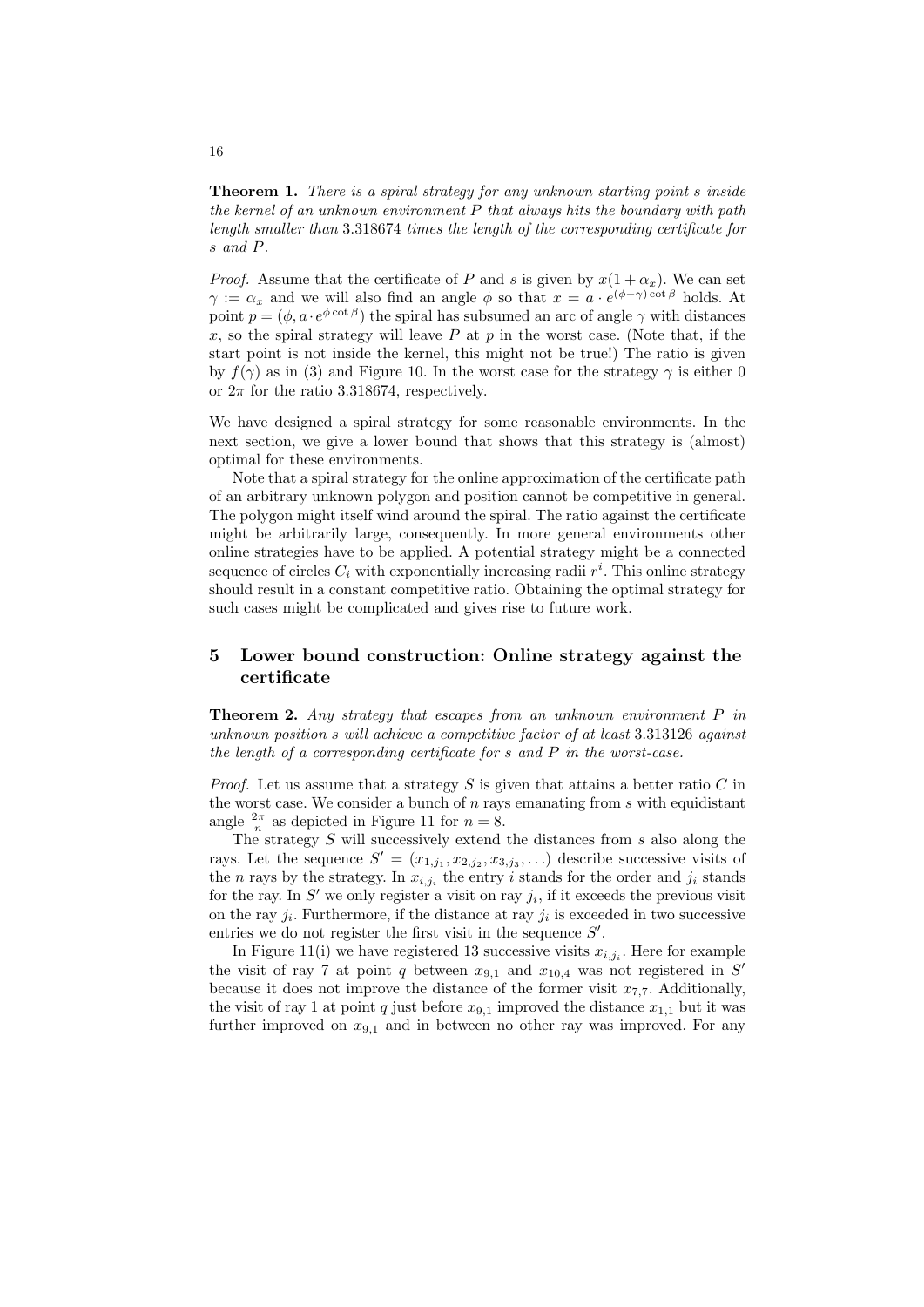**Theorem 1.** *There is a spiral strategy for any unknown starting point s inside the kernel of an unknown environment P that always hits the boundary with path length smaller than* 3.318674 *times the length of the corresponding certificate for s and P.*

*Proof.* Assume that the certificate of $P$ and $s$ is given by $x(1 + \alpha_x)$. We can set $\gamma := \alpha_x$ and we will also find an angle $\phi$ so that $x = a \cdot e^{(\phi-\gamma)\cot\beta}$ holds. At point $p = (\phi, a \cdot e^{\phi \cot \beta})$ the spiral has subsumed an arc of angle $\gamma$ with distances $x$, so the spiral strategy will leave $P$ at $p$ in the worst case. (Note that, if the start point is not inside the kernel, this might not be true!) The ratio is given by $f(\gamma)$ as in (3) and Figure 10. In the worst case for the strategy $\gamma$ is either 0 or $2\pi$ for the ratio 3.318674, respectively.

We have designed a spiral strategy for some reasonable environments. In the next section, we give a lower bound that shows that this strategy is (almost) optimal for these environments.

Note that a spiral strategy for the online approximation of the certificate path of an arbitrary unknown polygon and position cannot be competitive in general. The polygon might itself wind around the spiral. The ratio against the certificate might be arbitrarily large, consequently. In more general environments other online strategies have to be applied. A potential strategy might be a connected sequence of circles $C_i$ with exponentially increasing radii $r^i$. This online strategy should result in a constant competitive ratio. Obtaining the optimal strategy for such cases might be complicated and gives rise to future work.

## 5 Lower bound construction: Online strategy against the certificate

**Theorem 2.** *Any strategy that escapes from an unknown environment P in unknown position s will achieve a competitive factor of at least* 3.313126 *against the length of a corresponding certificate for s and P in the worst-case.*

*Proof.* Let us assume that a strategy $S$ is given that attains a better ratio $C$ in the worst case. We consider a bunch of $n$ rays emanating from $s$ with equidistant angle $\frac{2\pi}{n}$ as depicted in Figure 11 for $n = 8$.

The strategy $S$ will successively extend the distances from $s$ also along the rays. Let the sequence $S' = (x_{1,j_1}, x_{2,j_2}, x_{3,j_3}, \ldots)$ describe successive visits of the $n$ rays by the strategy. In $x_{i,j_i}$ the entry $i$ stands for the order and $j_i$ stands for the ray. In $S'$ we only register a visit on ray $j_i$, if it exceeds the previous visit on the ray $j_i$. Furthermore, if the distance at ray $j_i$ is exceeded in two successive entries we do not register the first visit in the sequence $S'$.

In Figure 11(i) we have registered 13 successive visits $x_{i,j_i}$. Here for example the visit of ray 7 at point $q$ between $x_{9,1}$ and $x_{10,4}$ was not registered in $S'$ because it does not improve the distance of the former visit $x_{7,7}$. Additionally, the visit of ray 1 at point $q$ just before $x_{9,1}$ improved the distance $x_{1,1}$ but it was further improved on $x_{9,1}$ and in between no other ray was improved. For any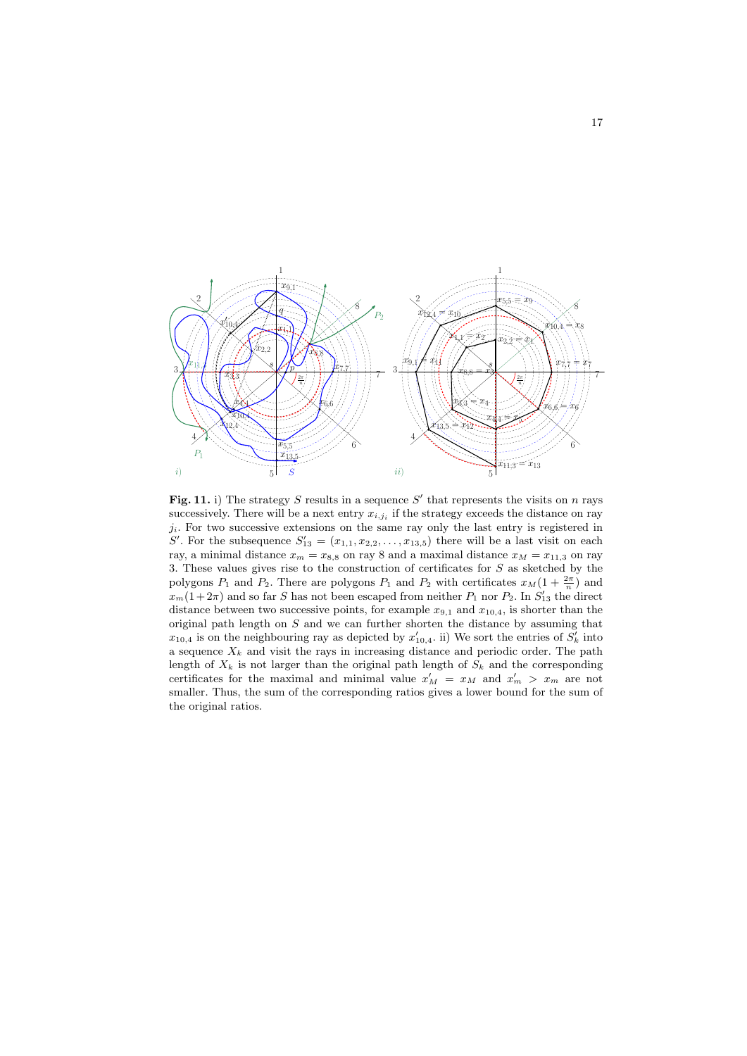**Fig. 11.** i) The strategy $S$ results in a sequence $S'$ that represents the visits on $n$ rays successively. There will be a next entry $x_{i,j_i}$ if the strategy exceeds the distance on ray $j_i$. For two successive extensions on the same ray only the last entry is registered in $S'$. For the subsequence $S'_{13} = (x_{1,1}, x_{2,2}, \ldots, x_{13,5})$ there will be a last visit on each ray, a minimal distance $x_m = x_{8,8}$ on ray 8 and a maximal distance $x_M = x_{11,3}$ on ray 3. These values gives rise to the construction of certificates for $S$ as sketched by the polygons $P_1$ and $P_2$. There are polygons $P_1$ and $P_2$ with certificates $x_M(1+\frac{2\pi}{n})$ and $x_m(1+2\pi)$ and so far $S$ has not been escaped from neither $P_1$ nor $P_2$. In $S'_{13}$ the direct distance between two successive points, for example $x_{9,1}$ and $x_{10,4}$, is shorter than the original path length on $S$ and we can further shorten the distance by assuming that $x_{10,4}$ is on the neighbouring ray as depicted by $x'_{10,4}$. ii) We sort the entries of $S'_k$ into a sequence $X_k$ and visit the rays in increasing distance and periodic order. The path length of $X_k$ is not larger than the original path length of $S_k$ and the corresponding certificates for the maximal and minimal value $x'_M = x_M$ and $x'_m > x_m$ are not smaller. Thus, the sum of the corresponding ratios gives a lower bound for the sum of the original ratios.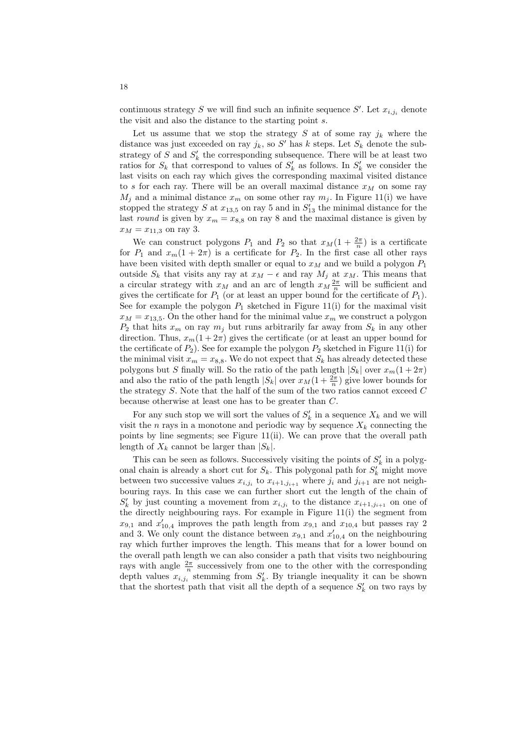continuous strategy $S$ we will find such an infinite sequence $S'$. Let $x_{i,j_i}$ denote the visit and also the distance to the starting point $s$.

Let us assume that we stop the strategy $S$ at of some ray $j_k$ where the distance was just exceeded on ray $j_k$, so $S'$ has $k$ steps. Let $S_k$ denote the substrategy of $S$ and $S'_k$ the corresponding subsequence. There will be at least two ratios for $S_k$ that correspond to values of $S'_k$ as follows. In $S'_k$ we consider the last visits on each ray which gives the corresponding maximal visited distance to $s$ for each ray. There will be an overall maximal distance $x_M$ on some ray $M_j$ and a minimal distance $x_m$ on some other ray $m_j$. In Figure 11(i) we have stopped the strategy $S$ at $x_{13,5}$ on ray 5 and in $S'_{13}$ the minimal distance for the last *round* is given by $x_m = x_{8,8}$ on ray 8 and the maximal distance is given by $x_M = x_{11,3}$ on ray 3.

We can construct polygons $P_1$ and $P_2$ so that $x_M(1 + \frac{2\pi}{n})$ is a certificate for $P_1$ and $x_m(1 + 2\pi)$ is a certificate for $P_2$. In the first case all other rays have been visited with depth smaller or equal to $x_M$ and we build a polygon $P_1$ outside $S_k$ that visits any ray at $x_M - \epsilon$ and ray $M_j$ at $x_M$. This means that a circular strategy with $x_M$ and an arc of length $x_M \frac{2\pi}{n}$ will be sufficient and gives the certificate for $P_1$ (or at least an upper bound for the certificate of $P_1$). See for example the polygon $P_1$ sketched in Figure 11(i) for the maximal visit $x_M = x_{13,5}$. On the other hand for the minimal value $x_m$ we construct a polygon $P_2$ that hits $x_m$ on ray $m_j$ but runs arbitrarily far away from $S_k$ in any other direction. Thus, $x_m(1 + 2\pi)$ gives the certificate (or at least an upper bound for the certificate of $P_2$). See for example the polygon $P_2$ sketched in Figure 11(i) for the minimal visit $x_m = x_{8,8}$. We do not expect that $S_k$ has already detected these polygons but $S$ finally will. So the ratio of the path length $|S_k|$ over $x_m(1 + 2\pi)$ and also the ratio of the path length $|S_k|$ over $x_M(1 + \frac{2\pi}{n})$ give lower bounds for the strategy $S$. Note that the half of the sum of the two ratios cannot exceed $C$ because otherwise at least one has to be greater than $C$.

For any such stop we will sort the values of $S'_k$ in a sequence $X_k$ and we will visit the $n$ rays in a monotone and periodic way by sequence $X_k$ connecting the points by line segments; see Figure 11(ii). We can prove that the overall path length of $X_k$ cannot be larger than $|S_k|$.

This can be seen as follows. Successively visiting the points of $S'_k$ in a polygonal chain is already a short cut for $S_k$. This polygonal path for $S'_k$ might move between two successive values $x_{i,j_i}$ to $x_{i+1,j_{i+1}}$ where $j_i$ and $j_{i+1}$ are not neighbouring rays. In this case we can further short cut the length of the chain of $S'_k$ by just counting a movement from $x_{i,j_i}$ to the distance $x_{i+1,j_{i+1}}$ on one of the directly neighbouring rays. For example in Figure 11(i) the segment from $x_{9,1}$ and $x'_{10,4}$ improves the path length from $x_{9,1}$ and $x_{10,4}$ but passes ray 2 and 3. We only count the distance between $x_{9,1}$ and $x'_{10,4}$ on the neighbouring ray which further improves the length. This means that for a lower bound on the overall path length we can also consider a path that visits two neighbouring rays with angle $\frac{2\pi}{n}$ successively from one to the other with the corresponding depth values $x_{i,j_i}$ stemming from $S'_k$. By triangle inequality it can be shown that the shortest path that visit all the depth of a sequence $S'_k$ on two rays by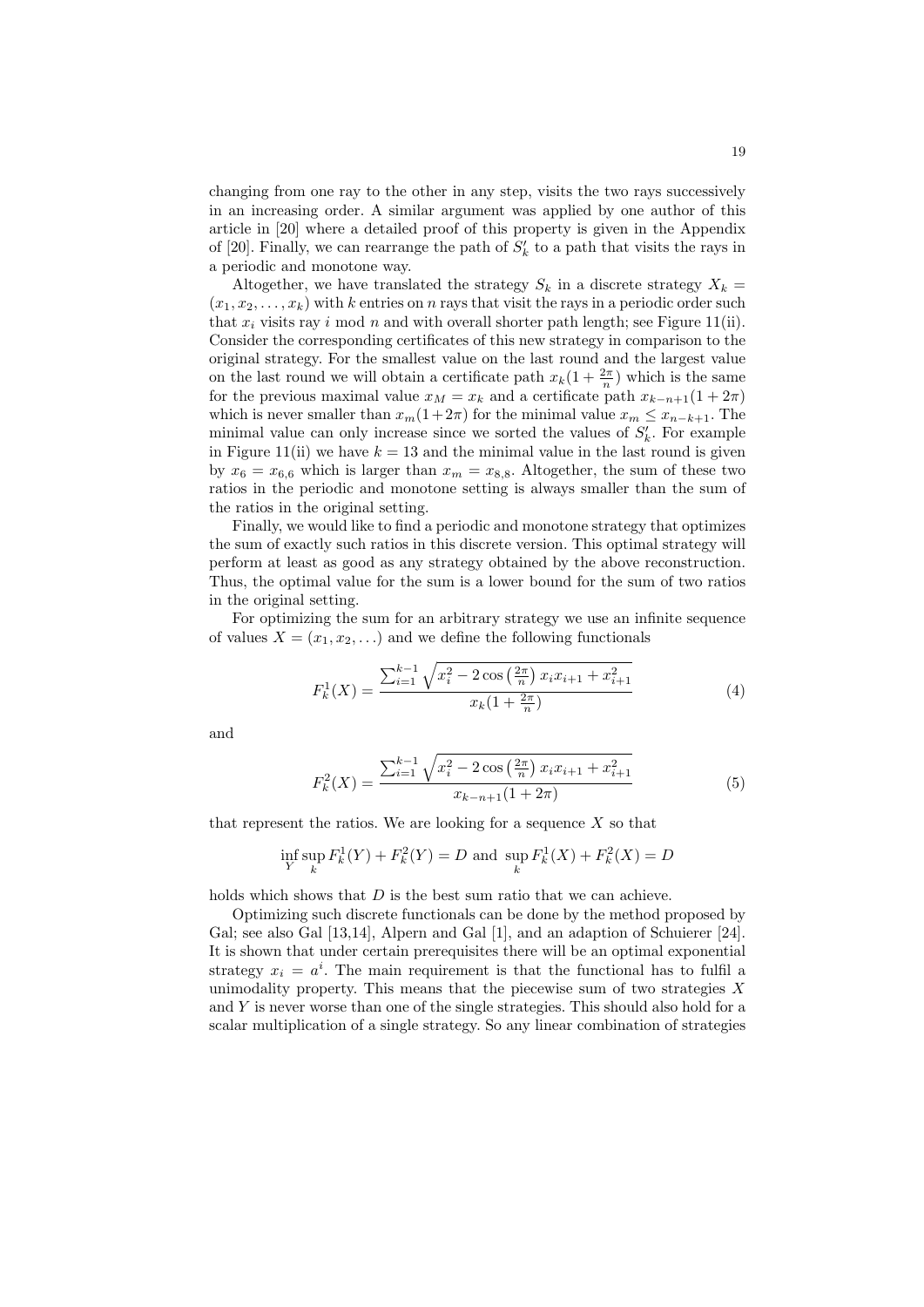changing from one ray to the other in any step, visits the two rays successively in an increasing order. A similar argument was applied by one author of this article in [20] where a detailed proof of this property is given in the Appendix of [20]. Finally, we can rearrange the path of $S_k'$ to a path that visits the rays in a periodic and monotone way.

Altogether, we have translated the strategy $S_k$ in a discrete strategy $X_k = (x_1, x_2, \ldots, x_k)$ with $k$ entries on $n$ rays that visit the rays in a periodic order such that $x_i$ visits ray $i$ mod $n$ and with overall shorter path length; see Figure 11(ii). Consider the corresponding certificates of this new strategy in comparison to the original strategy. For the smallest value on the last round and the largest value on the last round we will obtain a certificate path $x_k(1 + \frac{2\pi}{n})$ which is the same for the previous maximal value $x_M = x_k$ and a certificate path $x_{k-n+1}(1 + 2\pi)$ which is never smaller than $x_m(1+2\pi)$ for the minimal value $x_m \leq x_{n-k+1}$. The minimal value can only increase since we sorted the values of $S_k'$. For example in Figure 11(ii) we have $k = 13$ and the minimal value in the last round is given by $x_6 = x_{6,6}$ which is larger than $x_m = x_{8,8}$. Altogether, the sum of these two ratios in the periodic and monotone setting is always smaller than the sum of the ratios in the original setting.

Finally, we would like to find a periodic and monotone strategy that optimizes the sum of exactly such ratios in this discrete version. This optimal strategy will perform at least as good as any strategy obtained by the above reconstruction. Thus, the optimal value for the sum is a lower bound for the sum of two ratios in the original setting.

For optimizing the sum for an arbitrary strategy we use an infinite sequence of values $X = (x_1, x_2, \ldots)$ and we define the following functionals

$$F_k^1(X) = \frac{\sum_{i=1}^{k-1} \sqrt{x_i^2 - 2\cos\left(\frac{2\pi}{n}\right) x_i x_{i+1} + x_{i+1}^2}}{x_k(1 + \frac{2\pi}{n})} \tag{4}$$

and

$$F_k^2(X) = \frac{\sum_{i=1}^{k-1} \sqrt{x_i^2 - 2\cos\left(\frac{2\pi}{n}\right) x_i x_{i+1} + x_{i+1}^2}}{x_{k-n+1}(1 + 2\pi)} \tag{5}$$

that represent the ratios. We are looking for a sequence $X$ so that

$$\inf_Y \sup_k F_k^1(Y) + F_k^2(Y) = D \text{ and } \sup_k F_k^1(X) + F_k^2(X) = D$$

holds which shows that $D$ is the best sum ratio that we can achieve.

Optimizing such discrete functionals can be done by the method proposed by Gal; see also Gal [13,14], Alpern and Gal [1], and an adaption of Schuierer [24]. It is shown that under certain prerequisites there will be an optimal exponential strategy $x_i = a^i$. The main requirement is that the functional has to fulfil a unimodality property. This means that the piecewise sum of two strategies $X$ and $Y$ is never worse than one of the single strategies. This should also hold for a scalar multiplication of a single strategy. So any linear combination of strategies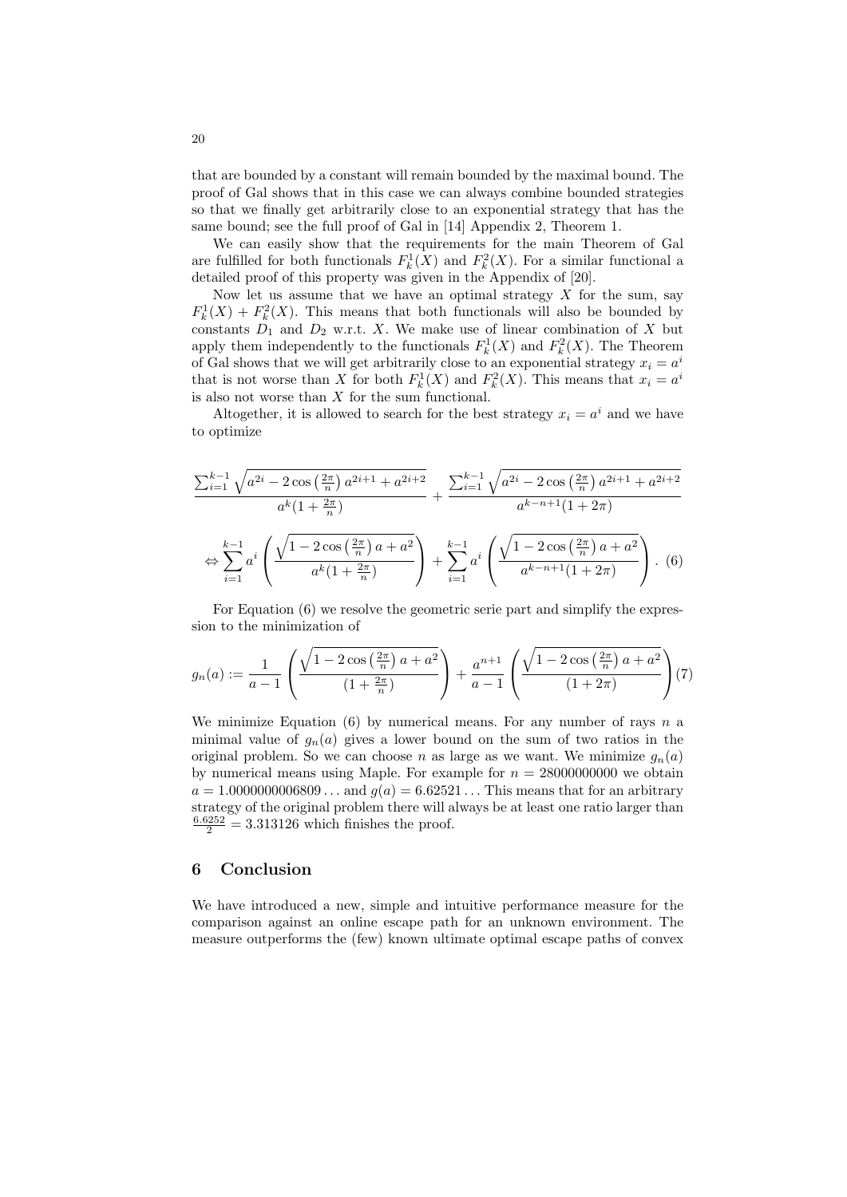that are bounded by a constant will remain bounded by the maximal bound. The proof of Gal shows that in this case we can always combine bounded strategies so that we finally get arbitrarily close to an exponential strategy that has the same bound; see the full proof of Gal in [14] Appendix 2, Theorem 1.

We can easily show that the requirements for the main Theorem of Gal are fulfilled for both functionals $F_k^1(X)$ and $F_k^2(X)$. For a similar functional a detailed proof of this property was given in the Appendix of [20].

Now let us assume that we have an optimal strategy $X$ for the sum, say $F_k^1(X) + F_k^2(X)$. This means that both functionals will also be bounded by constants $D_1$ and $D_2$ w.r.t. $X$. We make use of linear combination of $X$ but apply them independently to the functionals $F_k^1(X)$ and $F_k^2(X)$. The Theorem of Gal shows that we will get arbitrarily close to an exponential strategy $x_i = a^i$ that is not worse than $X$ for both $F_k^1(X)$ and $F_k^2(X)$. This means that $x_i = a^i$ is also not worse than $X$ for the sum functional.

Altogether, it is allowed to search for the best strategy $x_i = a^i$ and we have to optimize

$$\frac{\sum_{i=1}^{k-1}\sqrt{a^{2i} - 2\cos\left(\frac{2\pi}{n}\right)a^{2i+1} + a^{2i+2}}}{a^k(1+\frac{2\pi}{n})} + \frac{\sum_{i=1}^{k-1}\sqrt{a^{2i} - 2\cos\left(\frac{2\pi}{n}\right)a^{2i+1} + a^{2i+2}}}{a^{k-n+1}(1+2\pi)}$$

$$\Leftrightarrow \sum_{i=1}^{k-1} a^i \left(\frac{\sqrt{1-2\cos\left(\frac{2\pi}{n}\right)a + a^2}}{a^k(1+\frac{2\pi}{n})}\right) + \sum_{i=1}^{k-1} a^i \left(\frac{\sqrt{1-2\cos\left(\frac{2\pi}{n}\right)a + a^2}}{a^{k-n+1}(1+2\pi)}\right). \quad (6)$$

For Equation (6) we resolve the geometric serie part and simplify the expression to the minimization of

$$g_n(a) := \frac{1}{a-1}\left(\frac{\sqrt{1-2\cos\left(\frac{2\pi}{n}\right)a + a^2}}{(1+\frac{2\pi}{n})}\right) + \frac{a^{n+1}}{a-1}\left(\frac{\sqrt{1-2\cos\left(\frac{2\pi}{n}\right)a + a^2}}{(1+2\pi)}\right) \quad (7)$$

We minimize Equation (6) by numerical means. For any number of rays $n$ a minimal value of $g_n(a)$ gives a lower bound on the sum of two ratios in the original problem. So we can choose $n$ as large as we want. We minimize $g_n(a)$ by numerical means using Maple. For example for $n = 28000000000$ we obtain $a = 1.0000000006809\ldots$ and $g(a) = 6.62521\ldots$ This means that for an arbitrary strategy of the original problem there will always be at least one ratio larger than $\frac{6.6252}{2} = 3.313126$ which finishes the proof.

## 6 Conclusion

We have introduced a new, simple and intuitive performance measure for the comparison against an online escape path for an unknown environment. The measure outperforms the (few) known ultimate optimal escape paths of convex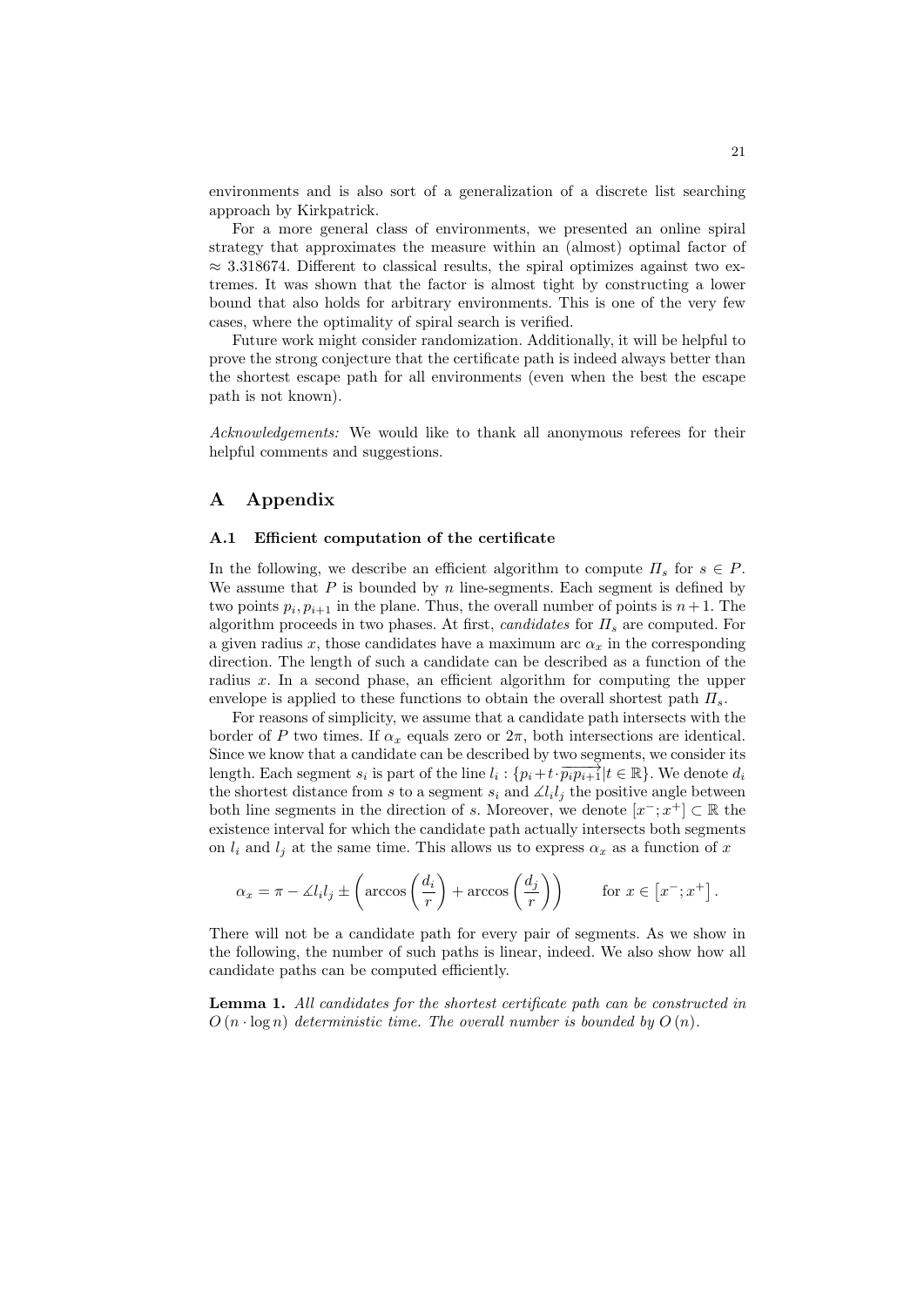environments and is also sort of a generalization of a discrete list searching approach by Kirkpatrick.

For a more general class of environments, we presented an online spiral strategy that approximates the measure within an (almost) optimal factor of $\approx 3.318674$. Different to classical results, the spiral optimizes against two extremes. It was shown that the factor is almost tight by constructing a lower bound that also holds for arbitrary environments. This is one of the very few cases, where the optimality of spiral search is verified.

Future work might consider randomization. Additionally, it will be helpful to prove the strong conjecture that the certificate path is indeed always better than the shortest escape path for all environments (even when the best the escape path is not known).

*Acknowledgements:* We would like to thank all anonymous referees for their helpful comments and suggestions.

## A Appendix

### A.1 Efficient computation of the certificate

In the following, we describe an efficient algorithm to compute $\Pi_s$ for $s \in P$. We assume that $P$ is bounded by $n$ line-segments. Each segment is defined by two points $p_i, p_{i+1}$ in the plane. Thus, the overall number of points is $n+1$. The algorithm proceeds in two phases. At first, *candidates* for $\Pi_s$ are computed. For a given radius $x$, those candidates have a maximum arc $\alpha_x$ in the corresponding direction. The length of such a candidate can be described as a function of the radius $x$. In a second phase, an efficient algorithm for computing the upper envelope is applied to these functions to obtain the overall shortest path $\Pi_s$.

For reasons of simplicity, we assume that a candidate path intersects with the border of $P$ two times. If $\alpha_x$ equals zero or $2\pi$, both intersections are identical. Since we know that a candidate can be described by two segments, we consider its length. Each segment $s_i$ is part of the line $l_i : \{p_i + t \cdot \overrightarrow{p_i p_{i+1}} | t \in \mathbb{R}\}$. We denote $d_i$ the shortest distance from $s$ to a segment $s_i$ and $\measuredangle l_i l_j$ the positive angle between both line segments in the direction of $s$. Moreover, we denote $[x^-; x^+] \subset \mathbb{R}$ the existence interval for which the candidate path actually intersects both segments on $l_i$ and $l_j$ at the same time. This allows us to express $\alpha_x$ as a function of $x$

$$\alpha_x = \pi - \measuredangle l_i l_j \pm \left( \arccos\left(\frac{d_i}{r}\right) + \arccos\left(\frac{d_j}{r}\right) \right) \qquad \text{for } x \in \left[x^-; x^+\right].$$

There will not be a candidate path for every pair of segments. As we show in the following, the number of such paths is linear, indeed. We also show how all candidate paths can be computed efficiently.

**Lemma 1.** *All candidates for the shortest certificate path can be constructed in $O(n \cdot \log n)$ deterministic time. The overall number is bounded by $O(n)$.*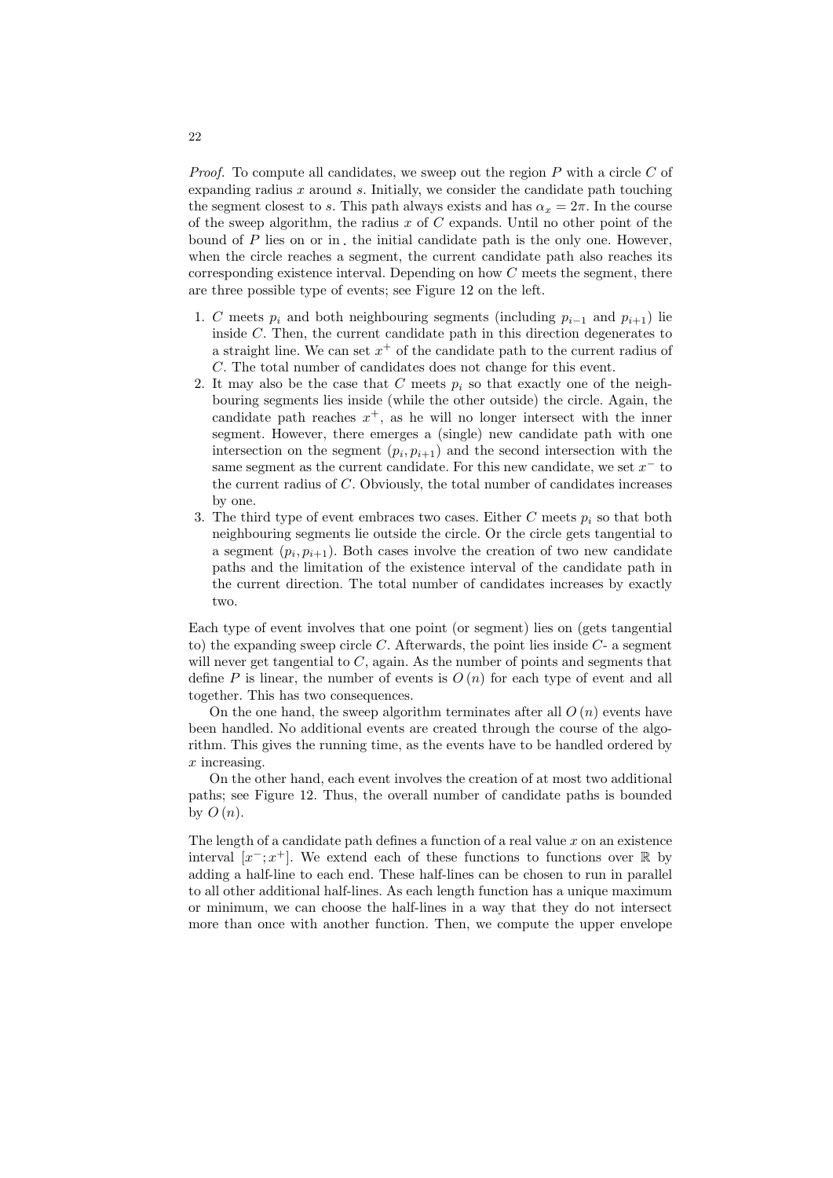*Proof.* To compute all candidates, we sweep out the region $P$ with a circle $C$ of expanding radius $x$ around $s$. Initially, we consider the candidate path touching the segment closest to $s$. This path always exists and has $\alpha_x = 2\pi$. In the course of the sweep algorithm, the radius $x$ of $C$ expands. Until no other point of the bound of $P$ lies on or in , the initial candidate path is the only one. However, when the circle reaches a segment, the current candidate path also reaches its corresponding existence interval. Depending on how $C$ meets the segment, there are three possible type of events; see Figure 12 on the left.

1. $C$ meets $p_i$ and both neighbouring segments (including $p_{i-1}$ and $p_{i+1}$) lie inside $C$. Then, the current candidate path in this direction degenerates to a straight line. We can set $x^+$ of the candidate path to the current radius of $C$. The total number of candidates does not change for this event.
2. It may also be the case that $C$ meets $p_i$ so that exactly one of the neighbouring segments lies inside (while the other outside) the circle. Again, the candidate path reaches $x^+$, as he will no longer intersect with the inner segment. However, there emerges a (single) new candidate path with one intersection on the segment $(p_i, p_{i+1})$ and the second intersection with the same segment as the current candidate. For this new candidate, we set $x^-$ to the current radius of $C$. Obviously, the total number of candidates increases by one.
3. The third type of event embraces two cases. Either $C$ meets $p_i$ so that both neighbouring segments lie outside the circle. Or the circle gets tangential to a segment $(p_i, p_{i+1})$. Both cases involve the creation of two new candidate paths and the limitation of the existence interval of the candidate path in the current direction. The total number of candidates increases by exactly two.

Each type of event involves that one point (or segment) lies on (gets tangential to) the expanding sweep circle $C$. Afterwards, the point lies inside $C$- a segment will never get tangential to $C$, again. As the number of points and segments that define $P$ is linear, the number of events is $O(n)$ for each type of event and all together. This has two consequences.

On the one hand, the sweep algorithm terminates after all $O(n)$ events have been handled. No additional events are created through the course of the algorithm. This gives the running time, as the events have to be handled ordered by $x$ increasing.

On the other hand, each event involves the creation of at most two additional paths; see Figure 12. Thus, the overall number of candidate paths is bounded by $O(n)$.

The length of a candidate path defines a function of a real value $x$ on an existence interval $[x^-; x^+]$. We extend each of these functions to functions over $\mathbb{R}$ by adding a half-line to each end. These half-lines can be chosen to run in parallel to all other additional half-lines. As each length function has a unique maximum or minimum, we can choose the half-lines in a way that they do not intersect more than once with another function. Then, we compute the upper envelope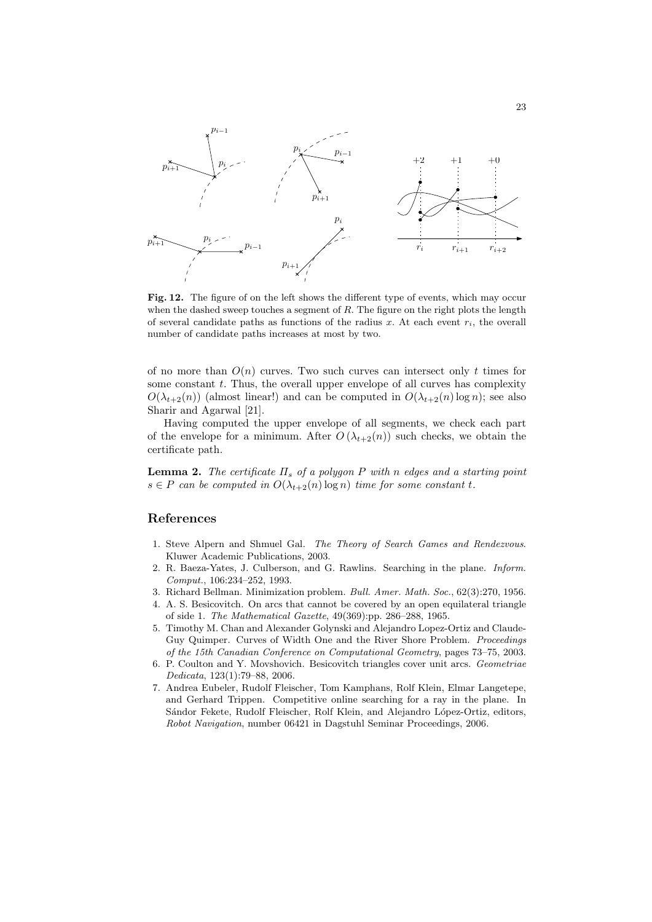**Fig. 12.** The figure of on the left shows the different type of events, which may occur when the dashed sweep touches a segment of $R$. The figure on the right plots the length of several candidate paths as functions of the radius $x$. At each event $r_i$, the overall number of candidate paths increases at most by two.

of no more than $O(n)$ curves. Two such curves can intersect only $t$ times for some constant $t$. Thus, the overall upper envelope of all curves has complexity $O(\lambda_{t+2}(n))$ (almost linear!) and can be computed in $O(\lambda_{t+2}(n) \log n)$; see also Sharir and Agarwal [21].

Having computed the upper envelope of all segments, we check each part of the envelope for a minimum. After $O(\lambda_{t+2}(n))$ such checks, we obtain the certificate path.

**Lemma 2.** *The certificate $\Pi_s$ of a polygon $P$ with $n$ edges and a starting point $s \in P$ can be computed in $O(\lambda_{t+2}(n) \log n)$ time for some constant $t$.*

## References

1. Steve Alpern and Shmuel Gal. *The Theory of Search Games and Rendezvous*. Kluwer Academic Publications, 2003.
2. R. Baeza-Yates, J. Culberson, and G. Rawlins. Searching in the plane. *Inform. Comput.*, 106:234–252, 1993.
3. Richard Bellman. Minimization problem. *Bull. Amer. Math. Soc.*, 62(3):270, 1956.
4. A. S. Besicovitch. On arcs that cannot be covered by an open equilateral triangle of side 1. *The Mathematical Gazette*, 49(369):pp. 286–288, 1965.
5. Timothy M. Chan and Alexander Golynski and Alejandro Lopez-Ortiz and Claude-Guy Quimper. Curves of Width One and the River Shore Problem. *Proceedings of the 15th Canadian Conference on Computational Geometry*, pages 73–75, 2003.
6. P. Coulton and Y. Movshovich. Besicovitch triangles cover unit arcs. *Geometriae Dedicata*, 123(1):79–88, 2006.
7. Andrea Eubeler, Rudolf Fleischer, Tom Kamphans, Rolf Klein, Elmar Langetepe, and Gerhard Trippen. Competitive online searching for a ray in the plane. In Sándor Fekete, Rudolf Fleischer, Rolf Klein, and Alejandro López-Ortiz, editors, *Robot Navigation*, number 06421 in Dagstuhl Seminar Proceedings, 2006.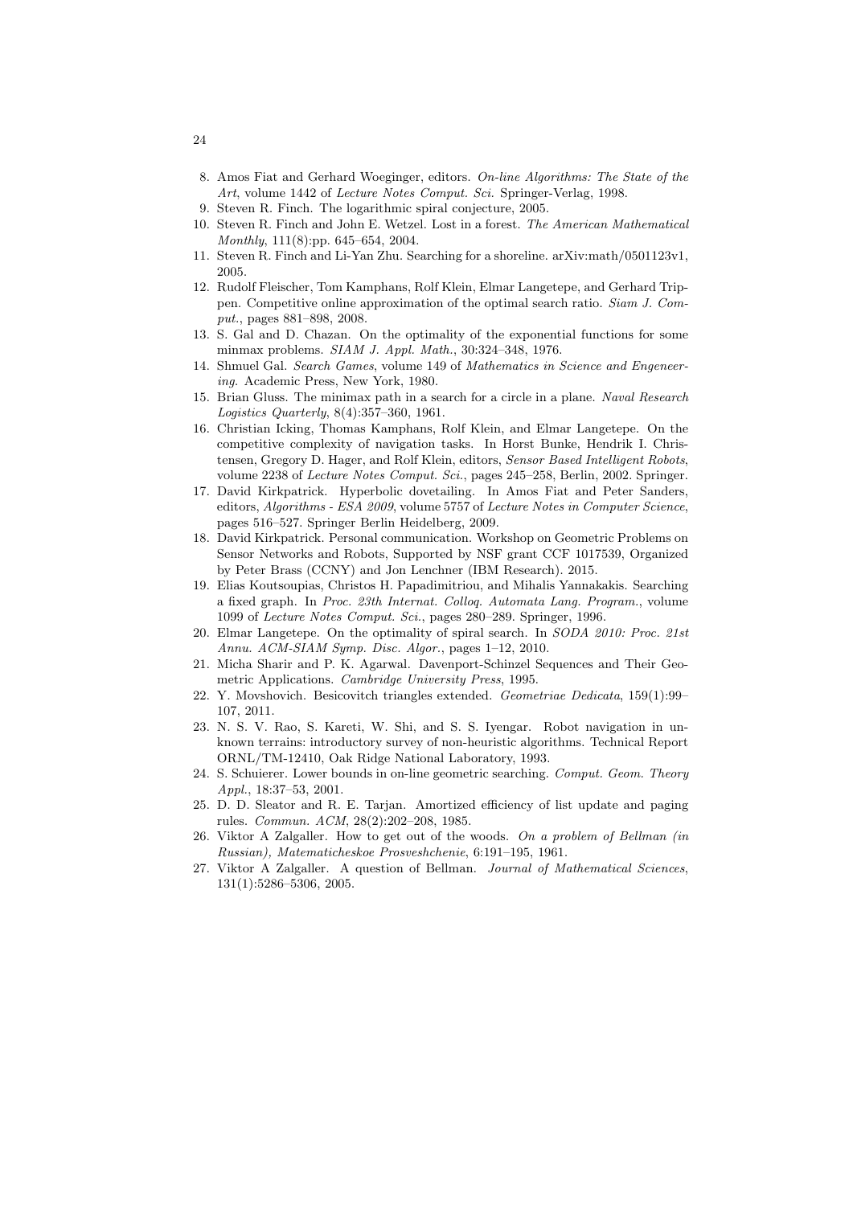8. Amos Fiat and Gerhard Woeginger, editors. *On-line Algorithms: The State of the Art*, volume 1442 of *Lecture Notes Comput. Sci.* Springer-Verlag, 1998.
9. Steven R. Finch. The logarithmic spiral conjecture, 2005.
10. Steven R. Finch and John E. Wetzel. Lost in a forest. *The American Mathematical Monthly*, 111(8):pp. 645–654, 2004.
11. Steven R. Finch and Li-Yan Zhu. Searching for a shoreline. arXiv:math/0501123v1, 2005.
12. Rudolf Fleischer, Tom Kamphans, Rolf Klein, Elmar Langetepe, and Gerhard Trippen. Competitive online approximation of the optimal search ratio. *Siam J. Comput.*, pages 881–898, 2008.
13. S. Gal and D. Chazan. On the optimality of the exponential functions for some minmax problems. *SIAM J. Appl. Math.*, 30:324–348, 1976.
14. Shmuel Gal. *Search Games*, volume 149 of *Mathematics in Science and Engeneering*. Academic Press, New York, 1980.
15. Brian Gluss. The minimax path in a search for a circle in a plane. *Naval Research Logistics Quarterly*, 8(4):357–360, 1961.
16. Christian Icking, Thomas Kamphans, Rolf Klein, and Elmar Langetepe. On the competitive complexity of navigation tasks. In Horst Bunke, Hendrik I. Christensen, Gregory D. Hager, and Rolf Klein, editors, *Sensor Based Intelligent Robots*, volume 2238 of *Lecture Notes Comput. Sci.*, pages 245–258, Berlin, 2002. Springer.
17. David Kirkpatrick. Hyperbolic dovetailing. In Amos Fiat and Peter Sanders, editors, *Algorithms - ESA 2009*, volume 5757 of *Lecture Notes in Computer Science*, pages 516–527. Springer Berlin Heidelberg, 2009.
18. David Kirkpatrick. Personal communication. Workshop on Geometric Problems on Sensor Networks and Robots, Supported by NSF grant CCF 1017539, Organized by Peter Brass (CCNY) and Jon Lenchner (IBM Research). 2015.
19. Elias Koutsoupias, Christos H. Papadimitriou, and Mihalis Yannakakis. Searching a fixed graph. In *Proc. 23th Internat. Colloq. Automata Lang. Program.*, volume 1099 of *Lecture Notes Comput. Sci.*, pages 280–289. Springer, 1996.
20. Elmar Langetepe. On the optimality of spiral search. In *SODA 2010: Proc. 21st Annu. ACM-SIAM Symp. Disc. Algor.*, pages 1–12, 2010.
21. Micha Sharir and P. K. Agarwal. Davenport-Schinzel Sequences and Their Geometric Applications. *Cambridge University Press*, 1995.
22. Y. Movshovich. Besicovitch triangles extended. *Geometriae Dedicata*, 159(1):99–107, 2011.
23. N. S. V. Rao, S. Kareti, W. Shi, and S. S. Iyengar. Robot navigation in unknown terrains: introductory survey of non-heuristic algorithms. Technical Report ORNL/TM-12410, Oak Ridge National Laboratory, 1993.
24. S. Schuierer. Lower bounds in on-line geometric searching. *Comput. Geom. Theory Appl.*, 18:37–53, 2001.
25. D. D. Sleator and R. E. Tarjan. Amortized efficiency of list update and paging rules. *Commun. ACM*, 28(2):202–208, 1985.
26. Viktor A Zalgaller. How to get out of the woods. *On a problem of Bellman (in Russian), Matematicheskoe Prosveshchenie*, 6:191–195, 1961.
27. Viktor A Zalgaller. A question of Bellman. *Journal of Mathematical Sciences*, 131(1):5286–5306, 2005.